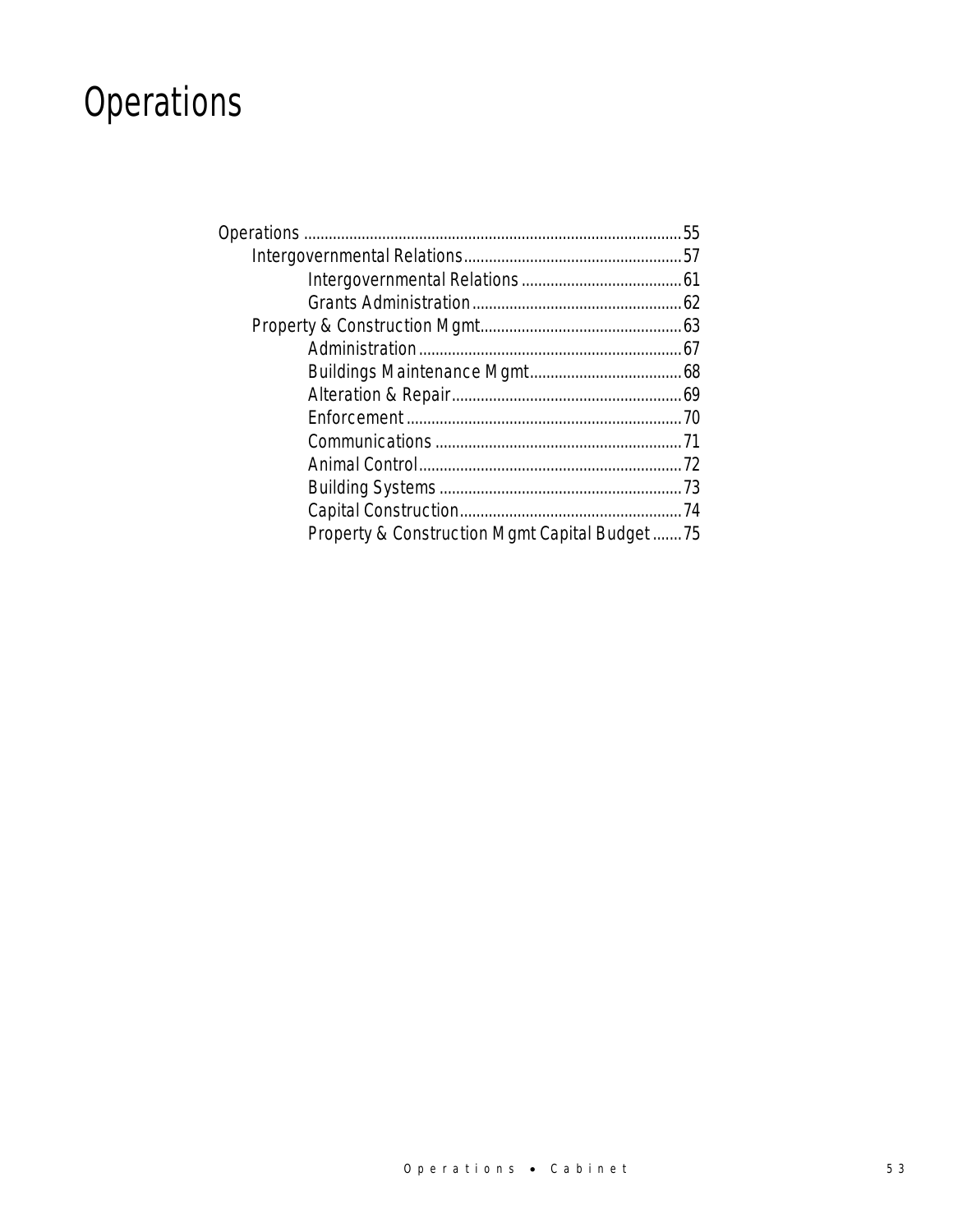# Operations

- Operations ... 55
  - Intergovernmental Relations ... 57
    - Intergovernmental Relations ... 61
    - Grants Administration ... 62
  - Property & Construction Mgmt ... 63
    - Administration ... 67
    - Buildings Maintenance Mgmt ... 68
    - Alteration & Repair ... 69
    - Enforcement ... 70
    - Communications ... 71
    - Animal Control ... 72
    - Building Systems ... 73
    - Capital Construction ... 74
    - Property & Construction Mgmt Capital Budget ... 75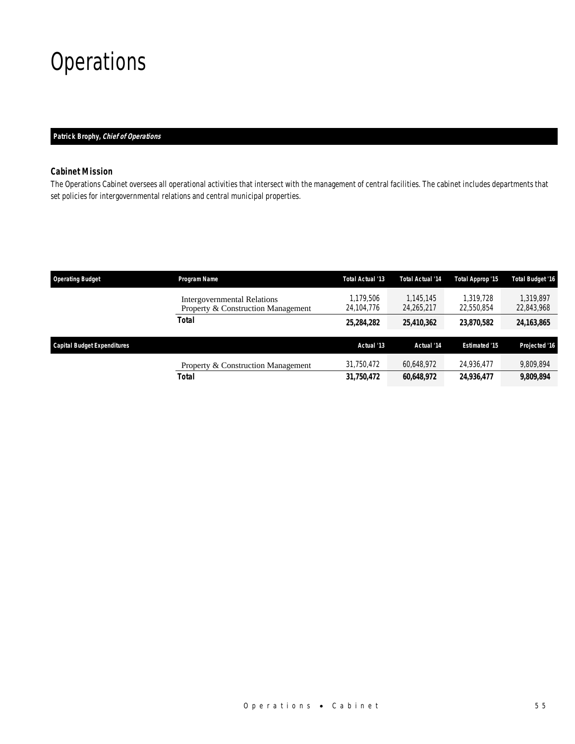# Operations

**Patrick Brophy, *Chief of Operations***

### Cabinet Mission

*The Operations Cabinet oversees all operational activities that intersect with the management of central facilities. The cabinet includes departments that set policies for intergovernmental relations and central municipal properties.*

| Operating Budget | Program Name | Total Actual '13 | Total Actual '14 | Total Approp '15 | Total Budget '16 |
|---|---|---|---|---|---|
| | Intergovernmental Relations | 1,179,506 | 1,145,145 | 1,319,728 | 1,319,897 |
| | Property & Construction Management | 24,104,776 | 24,265,217 | 22,550,854 | 22,843,968 |
| | **Total** | **25,284,282** | **25,410,362** | **23,870,582** | **24,163,865** |

| Capital Budget Expenditures | | Actual '13 | Actual '14 | Estimated '15 | Projected '16 |
|---|---|---|---|---|---|
| | Property & Construction Management | 31,750,472 | 60,648,972 | 24,936,477 | 9,809,894 |
| | **Total** | **31,750,472** | **60,648,972** | **24,936,477** | **9,809,894** |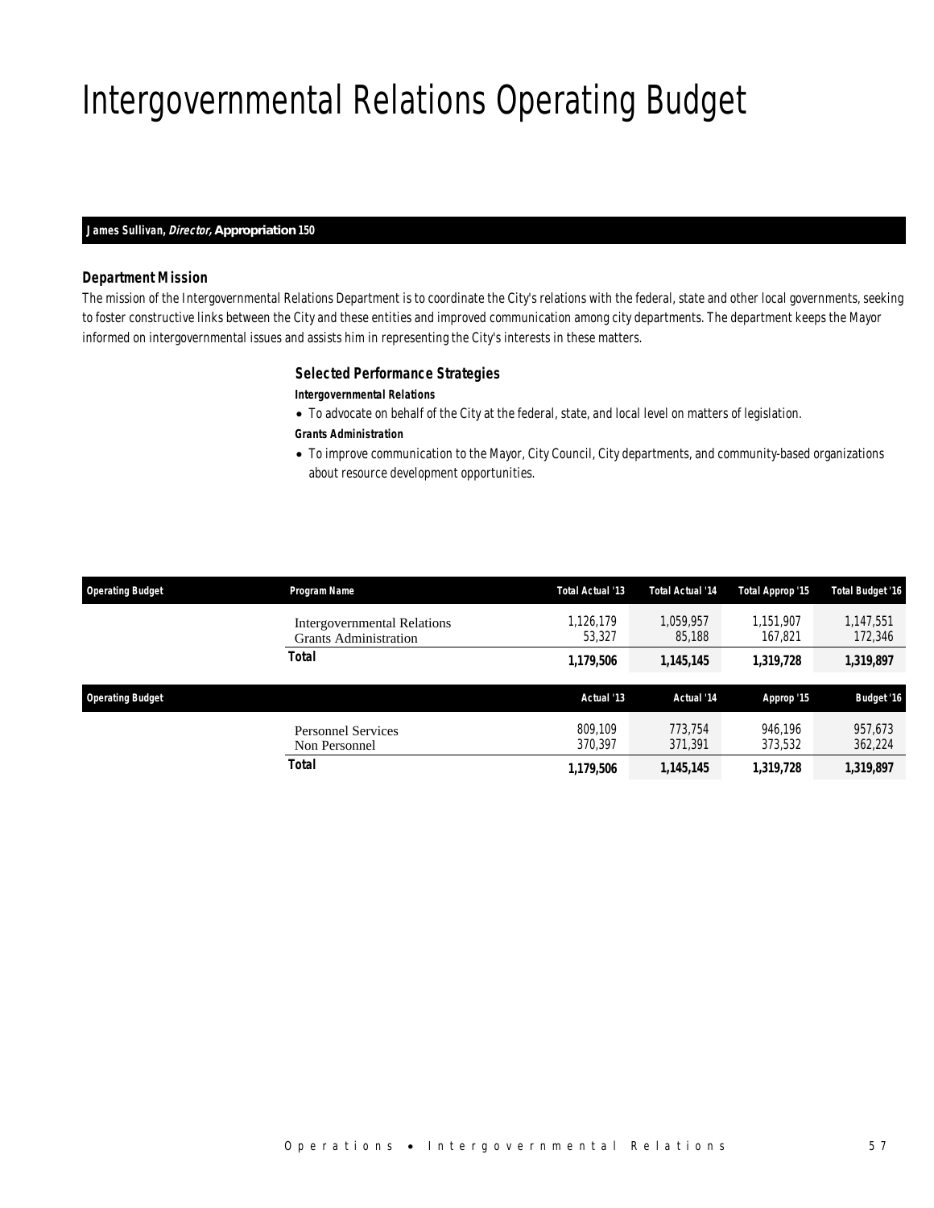# Intergovernmental Relations Operating Budget

***James Sullivan, Director,* Appropriation 150**

### Department Mission

The mission of the Intergovernmental Relations Department is to coordinate the City's relations with the federal, state and other local governments, seeking to foster constructive links between the City and these entities and improved communication among city departments. The department keeps the Mayor informed on intergovernmental issues and assists him in representing the City's interests in these matters.

### Selected Performance Strategies

***Intergovernmental Relations***

- To advocate on behalf of the City at the federal, state, and local level on matters of legislation.

***Grants Administration***

- To improve communication to the Mayor, City Council, City departments, and community-based organizations about resource development opportunities.

| Operating Budget | Program Name | Total Actual '13 | Total Actual '14 | Total Approp '15 | Total Budget '16 |
|---|---|---|---|---|---|
| | Intergovernmental Relations | 1,126,179 | 1,059,957 | 1,151,907 | 1,147,551 |
| | Grants Administration | 53,327 | 85,188 | 167,821 | 172,346 |
| | **Total** | **1,179,506** | **1,145,145** | **1,319,728** | **1,319,897** |

| Operating Budget | | Actual '13 | Actual '14 | Approp '15 | Budget '16 |
|---|---|---|---|---|---|
| | Personnel Services | 809,109 | 773,754 | 946,196 | 957,673 |
| | Non Personnel | 370,397 | 371,391 | 373,532 | 362,224 |
| | **Total** | **1,179,506** | **1,145,145** | **1,319,728** | **1,319,897** |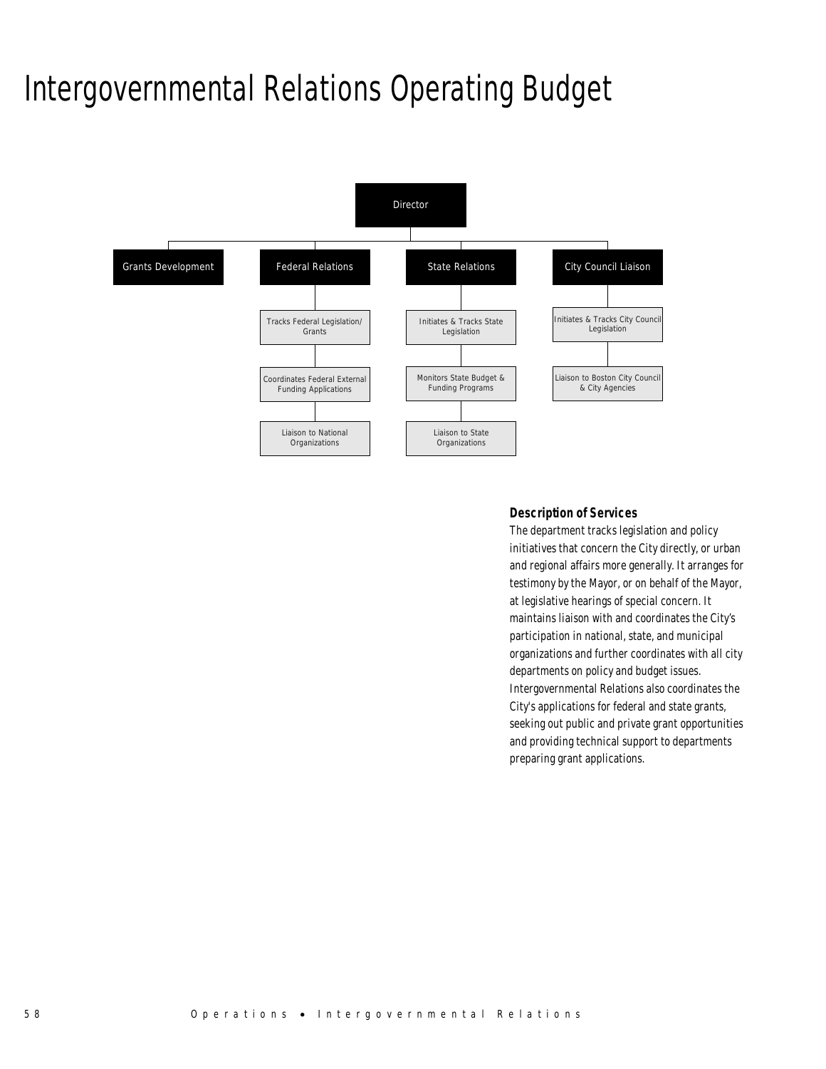# Intergovernmental Relations Operating Budget

Director

- Grants Development
- Federal Relations
  - Tracks Federal Legislation/ Grants
  - Coordinates Federal External Funding Applications
  - Liaison to National Organizations
- State Relations
  - Initiates & Tracks State Legislation
  - Monitors State Budget & Funding Programs
  - Liaison to State Organizations
- City Council Liaison
  - Initiates & Tracks City Council Legislation
  - Liaison to Boston City Council & City Agencies

### Description of Services

The department tracks legislation and policy initiatives that concern the City directly, or urban and regional affairs more generally. It arranges for testimony by the Mayor, or on behalf of the Mayor, at legislative hearings of special concern. It maintains liaison with and coordinates the City's participation in national, state, and municipal organizations and further coordinates with all city departments on policy and budget issues. Intergovernmental Relations also coordinates the City's applications for federal and state grants, seeking out public and private grant opportunities and providing technical support to departments preparing grant applications.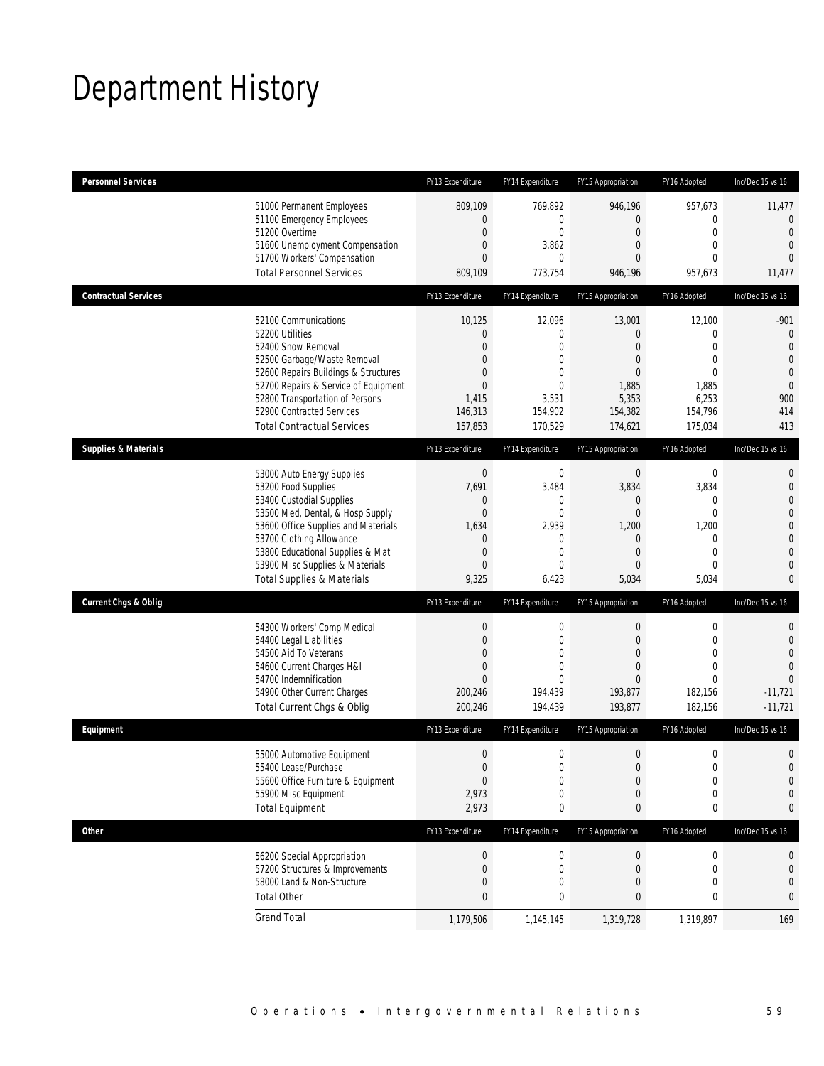# Department History

| Personnel Services | FY13 Expenditure | FY14 Expenditure | FY15 Appropriation | FY16 Adopted | Inc/Dec 15 vs 16 |
|---|---|---|---|---|---|
| 51000 Permanent Employees | 809,109 | 769,892 | 946,196 | 957,673 | 11,477 |
| 51100 Emergency Employees | 0 | 0 | 0 | 0 | 0 |
| 51200 Overtime | 0 | 0 | 0 | 0 | 0 |
| 51600 Unemployment Compensation | 0 | 3,862 | 0 | 0 | 0 |
| 51700 Workers' Compensation | 0 | 0 | 0 | 0 | 0 |
| Total Personnel Services | 809,109 | 773,754 | 946,196 | 957,673 | 11,477 |

| Contractual Services | FY13 Expenditure | FY14 Expenditure | FY15 Appropriation | FY16 Adopted | Inc/Dec 15 vs 16 |
|---|---|---|---|---|---|
| 52100 Communications | 10,125 | 12,096 | 13,001 | 12,100 | -901 |
| 52200 Utilities | 0 | 0 | 0 | 0 | 0 |
| 52400 Snow Removal | 0 | 0 | 0 | 0 | 0 |
| 52500 Garbage/Waste Removal | 0 | 0 | 0 | 0 | 0 |
| 52600 Repairs Buildings & Structures | 0 | 0 | 0 | 0 | 0 |
| 52700 Repairs & Service of Equipment | 0 | 0 | 1,885 | 1,885 | 0 |
| 52800 Transportation of Persons | 1,415 | 3,531 | 5,353 | 6,253 | 900 |
| 52900 Contracted Services | 146,313 | 154,902 | 154,382 | 154,796 | 414 |
| Total Contractual Services | 157,853 | 170,529 | 174,621 | 175,034 | 413 |

| Supplies & Materials | FY13 Expenditure | FY14 Expenditure | FY15 Appropriation | FY16 Adopted | Inc/Dec 15 vs 16 |
|---|---|---|---|---|---|
| 53000 Auto Energy Supplies | 0 | 0 | 0 | 0 | 0 |
| 53200 Food Supplies | 7,691 | 3,484 | 3,834 | 3,834 | 0 |
| 53400 Custodial Supplies | 0 | 0 | 0 | 0 | 0 |
| 53500 Med, Dental, & Hosp Supply | 0 | 0 | 0 | 0 | 0 |
| 53600 Office Supplies and Materials | 1,634 | 2,939 | 1,200 | 1,200 | 0 |
| 53700 Clothing Allowance | 0 | 0 | 0 | 0 | 0 |
| 53800 Educational Supplies & Mat | 0 | 0 | 0 | 0 | 0 |
| 53900 Misc Supplies & Materials | 0 | 0 | 0 | 0 | 0 |
| Total Supplies & Materials | 9,325 | 6,423 | 5,034 | 5,034 | 0 |

| Current Chgs & Oblig | FY13 Expenditure | FY14 Expenditure | FY15 Appropriation | FY16 Adopted | Inc/Dec 15 vs 16 |
|---|---|---|---|---|---|
| 54300 Workers' Comp Medical | 0 | 0 | 0 | 0 | 0 |
| 54400 Legal Liabilities | 0 | 0 | 0 | 0 | 0 |
| 54500 Aid To Veterans | 0 | 0 | 0 | 0 | 0 |
| 54600 Current Charges H&I | 0 | 0 | 0 | 0 | 0 |
| 54700 Indemnification | 0 | 0 | 0 | 0 | 0 |
| 54900 Other Current Charges | 200,246 | 194,439 | 193,877 | 182,156 | -11,721 |
| Total Current Chgs & Oblig | 200,246 | 194,439 | 193,877 | 182,156 | -11,721 |

| Equipment | FY13 Expenditure | FY14 Expenditure | FY15 Appropriation | FY16 Adopted | Inc/Dec 15 vs 16 |
|---|---|---|---|---|---|
| 55000 Automotive Equipment | 0 | 0 | 0 | 0 | 0 |
| 55400 Lease/Purchase | 0 | 0 | 0 | 0 | 0 |
| 55600 Office Furniture & Equipment | 0 | 0 | 0 | 0 | 0 |
| 55900 Misc Equipment | 2,973 | 0 | 0 | 0 | 0 |
| Total Equipment | 2,973 | 0 | 0 | 0 | 0 |

| Other | FY13 Expenditure | FY14 Expenditure | FY15 Appropriation | FY16 Adopted | Inc/Dec 15 vs 16 |
|---|---|---|---|---|---|
| 56200 Special Appropriation | 0 | 0 | 0 | 0 | 0 |
| 57200 Structures & Improvements | 0 | 0 | 0 | 0 | 0 |
| 58000 Land & Non-Structure | 0 | 0 | 0 | 0 | 0 |
| Total Other | 0 | 0 | 0 | 0 | 0 |
| Grand Total | 1,179,506 | 1,145,145 | 1,319,728 | 1,319,897 | 169 |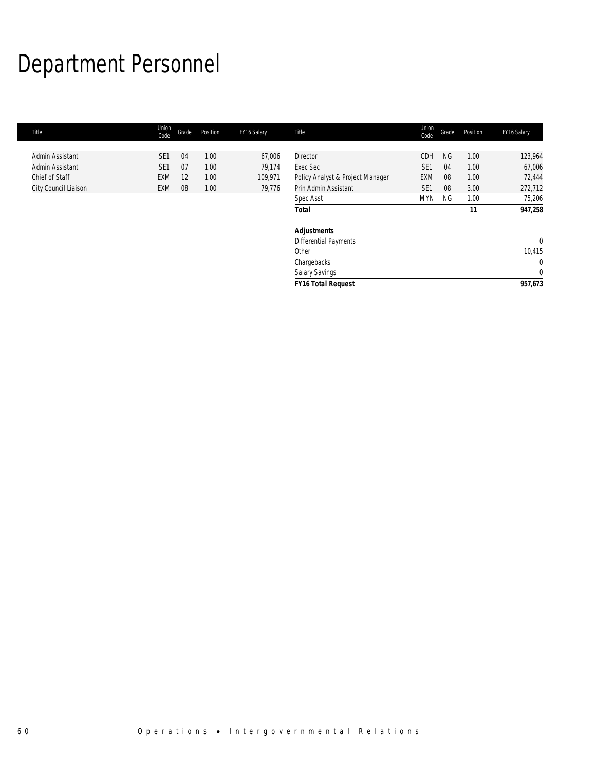# Department Personnel

| Title | Union Code | Grade | Position | FY16 Salary |
|---|---|---|---|---|
| Admin Assistant | SE1 | 04 | 1.00 | 67,006 |
| Admin Assistant | SE1 | 07 | 1.00 | 79,174 |
| Chief of Staff | EXM | 12 | 1.00 | 109,971 |
| City Council Liaison | EXM | 08 | 1.00 | 79,776 |
| Director | CDH | NG | 1.00 | 123,964 |
| Exec Sec | SE1 | 04 | 1.00 | 67,006 |
| Policy Analyst & Project Manager | EXM | 08 | 1.00 | 72,444 |
| Prin Admin Assistant | SE1 | 08 | 3.00 | 272,712 |
| Spec Asst | MYN | NG | 1.00 | 75,206 |
| **Total** | | | **11** | **947,258** |
| | | | | |
| **Adjustments** | | | | |
| Differential Payments | | | | 0 |
| Other | | | | 10,415 |
| Chargebacks | | | | 0 |
| Salary Savings | | | | 0 |
| **FY16 Total Request** | | | | **957,673** |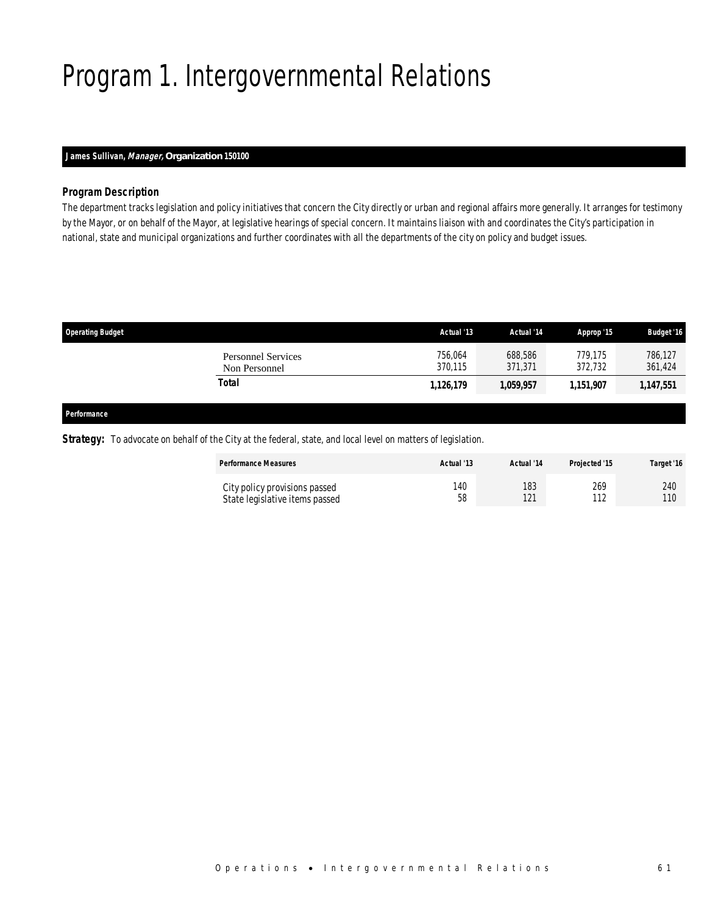# Program 1. Intergovernmental Relations

***James Sullivan, Manager, Organization 150100***

### *Program Description*

*The department tracks legislation and policy initiatives that concern the City directly or urban and regional affairs more generally. It arranges for testimony by the Mayor, or on behalf of the Mayor, at legislative hearings of special concern. It maintains liaison with and coordinates the City's participation in national, state and municipal organizations and further coordinates with all the departments of the city on policy and budget issues.*

| Operating Budget | Actual '13 | Actual '14 | Approp '15 | Budget '16 |
|---|---|---|---|---|
| Personnel Services | 756,064 | 688,586 | 779,175 | 786,127 |
| Non Personnel | 370,115 | 371,371 | 372,732 | 361,424 |
| **Total** | **1,126,179** | **1,059,957** | **1,151,907** | **1,147,551** |

***Performance***

***Strategy:*** To advocate on behalf of the City at the federal, state, and local level on matters of legislation.

| Performance Measures | Actual '13 | Actual '14 | Projected '15 | Target '16 |
|---|---|---|---|---|
| City policy provisions passed | 140 | 183 | 269 | 240 |
| State legislative items passed | 58 | 121 | 112 | 110 |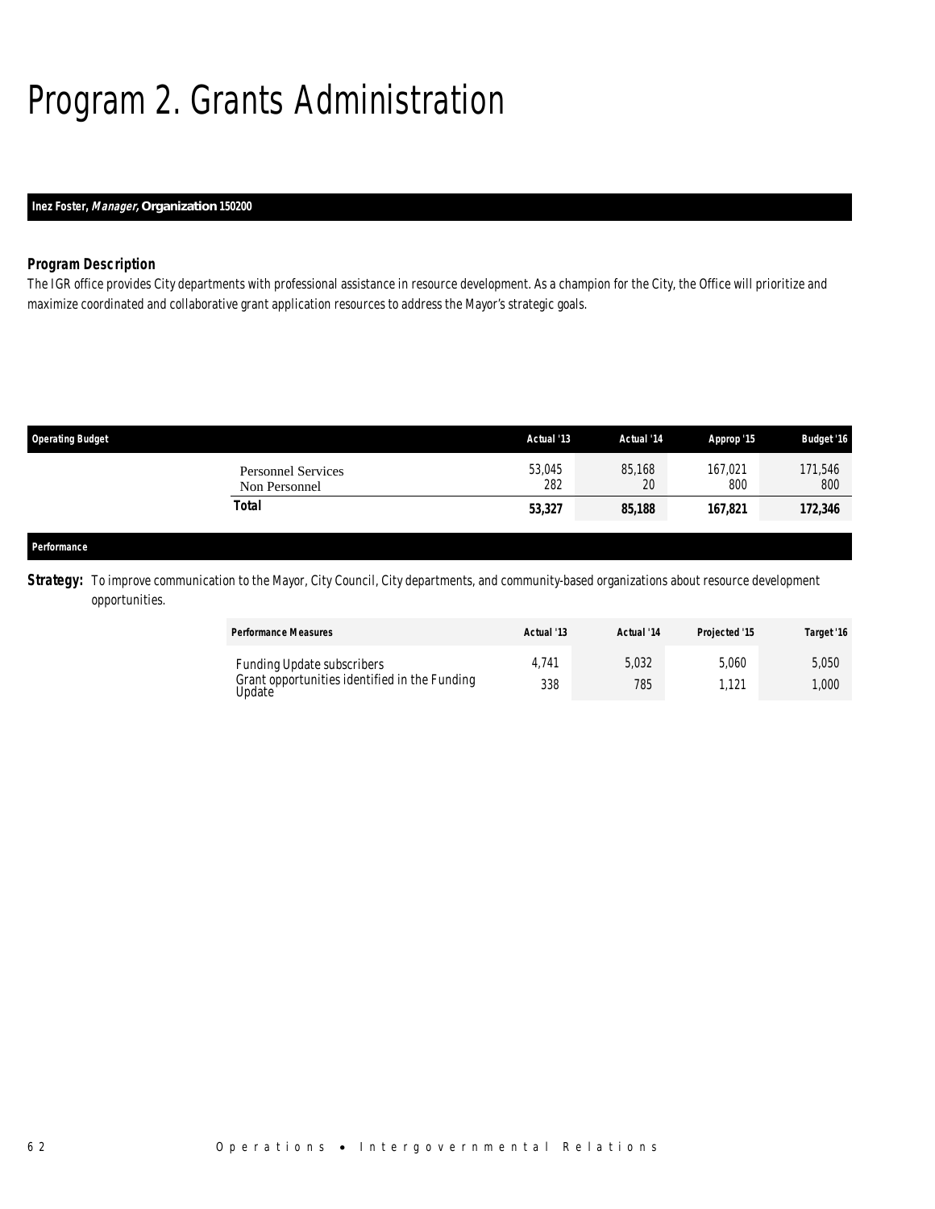# Program 2. Grants Administration

**Inez Foster, *Manager*, Organization 150200**

### *Program Description*

The IGR office provides City departments with professional assistance in resource development. As a champion for the City, the Office will prioritize and maximize coordinated and collaborative grant application resources to address the Mayor's strategic goals.

| Operating Budget | Actual '13 | Actual '14 | Approp '15 | Budget '16 |
|---|---|---|---|---|
| Personnel Services | 53,045 | 85,168 | 167,021 | 171,546 |
| Non Personnel | 282 | 20 | 800 | 800 |
| **Total** | **53,327** | **85,188** | **167,821** | **172,346** |

**Performance**

**Strategy:** To improve communication to the Mayor, City Council, City departments, and community-based organizations about resource development opportunities.

| Performance Measures | Actual '13 | Actual '14 | Projected '15 | Target '16 |
|---|---|---|---|---|
| Funding Update subscribers | 4,741 | 5,032 | 5,060 | 5,050 |
| Grant opportunities identified in the Funding Update | 338 | 785 | 1,121 | 1,000 |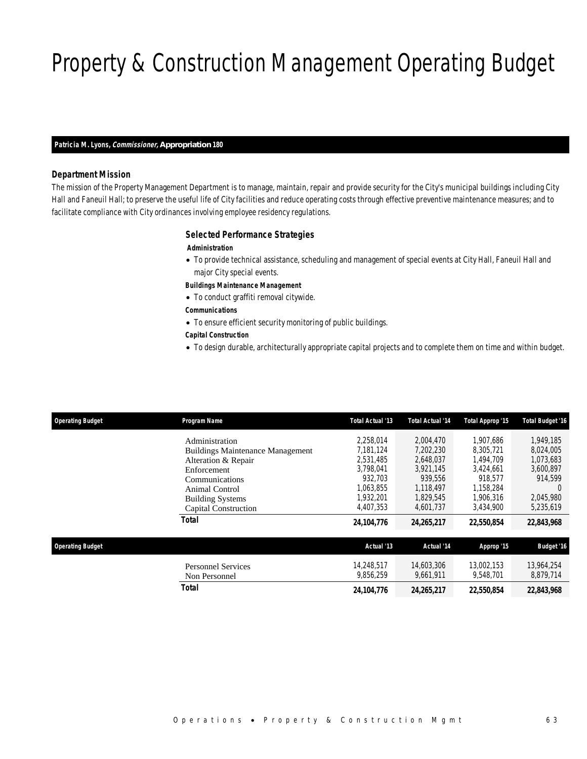# Property & Construction Management Operating Budget

**Patricia M. Lyons, *Commissioner,* Appropriation 180**

### Department Mission

The mission of the Property Management Department is to manage, maintain, repair and provide security for the City's municipal buildings including City Hall and Faneuil Hall; to preserve the useful life of City facilities and reduce operating costs through effective preventive maintenance measures; and to facilitate compliance with City ordinances involving employee residency regulations.

### Selected Performance Strategies

**Administration**

- To provide technical assistance, scheduling and management of special events at City Hall, Faneuil Hall and major City special events.

**Buildings Maintenance Management**

- To conduct graffiti removal citywide.

**Communications**

- To ensure efficient security monitoring of public buildings.

**Capital Construction**

- To design durable, architecturally appropriate capital projects and to complete them on time and within budget.

| Operating Budget | Program Name | Total Actual '13 | Total Actual '14 | Total Approp '15 | Total Budget '16 |
|---|---|---|---|---|---|
| | Administration | 2,258,014 | 2,004,470 | 1,907,686 | 1,949,185 |
| | Buildings Maintenance Management | 7,181,124 | 7,202,230 | 8,305,721 | 8,024,005 |
| | Alteration & Repair | 2,531,485 | 2,648,037 | 1,494,709 | 1,073,683 |
| | Enforcement | 3,798,041 | 3,921,145 | 3,424,661 | 3,600,897 |
| | Communications | 932,703 | 939,556 | 918,577 | 914,599 |
| | Animal Control | 1,063,855 | 1,118,497 | 1,158,284 | 0 |
| | Building Systems | 1,932,201 | 1,829,545 | 1,906,316 | 2,045,980 |
| | Capital Construction | 4,407,353 | 4,601,737 | 3,434,900 | 5,235,619 |
| | **Total** | **24,104,776** | **24,265,217** | **22,550,854** | **22,843,968** |

| Operating Budget | | Actual '13 | Actual '14 | Approp '15 | Budget '16 |
|---|---|---|---|---|---|
| | Personnel Services | 14,248,517 | 14,603,306 | 13,002,153 | 13,964,254 |
| | Non Personnel | 9,856,259 | 9,661,911 | 9,548,701 | 8,879,714 |
| | **Total** | **24,104,776** | **24,265,217** | **22,550,854** | **22,843,968** |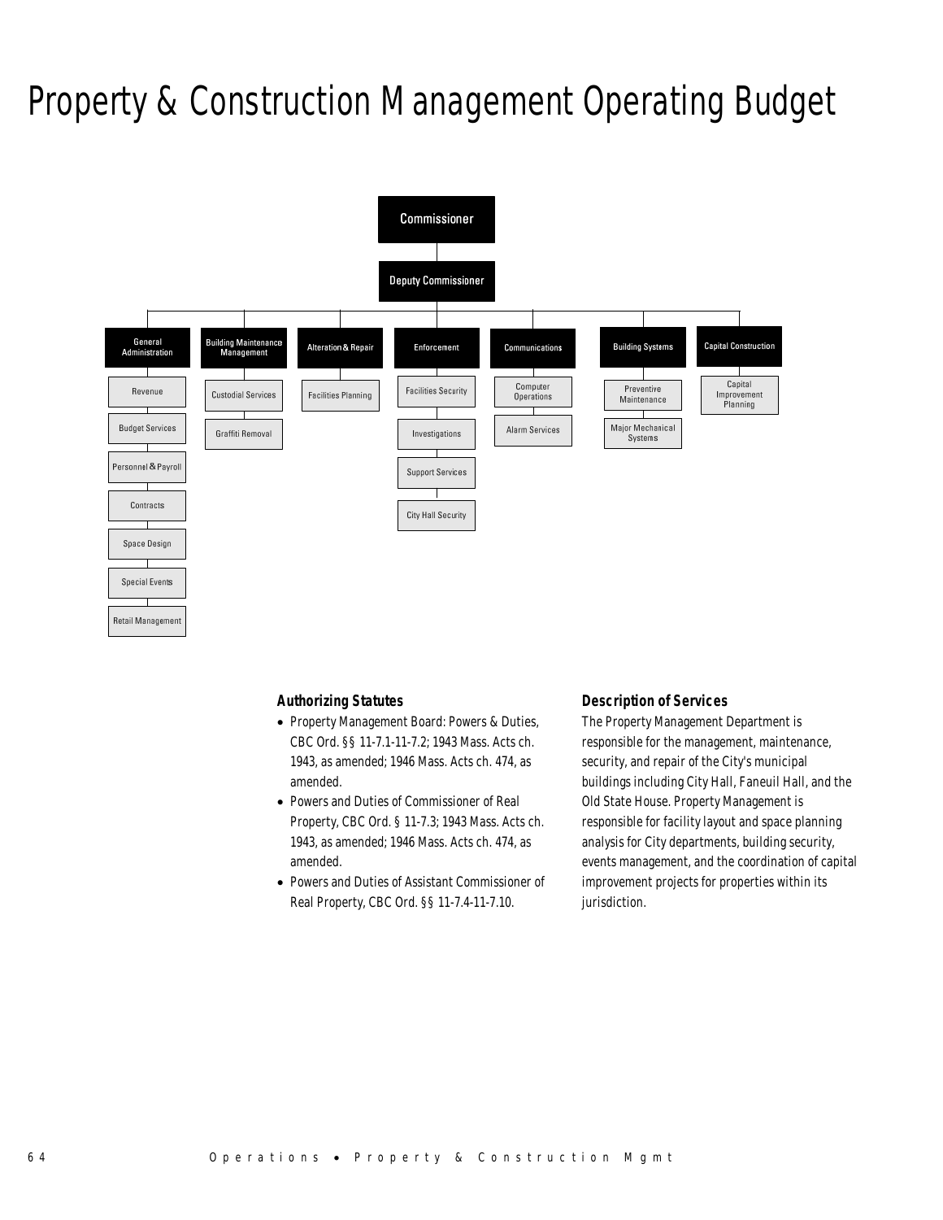# Property & Construction Management Operating Budget

- Commissioner
  - Deputy Commissioner
    - General Administration
      - Revenue
      - Budget Services
      - Personnel & Payroll
      - Contracts
      - Space Design
      - Special Events
      - Retail Management
    - Building Maintenance Management
      - Custodial Services
      - Graffiti Removal
    - Alteration & Repair
      - Facilities Planning
    - Enforcement
      - Facilities Security
      - Investigations
      - Support Services
      - City Hall Security
    - Communications
      - Computer Operations
      - Alarm Services
    - Building Systems
      - Preventive Maintenance
      - Major Mechanical Systems
    - Capital Construction
      - Capital Improvement Planning

### Authorizing Statutes

- Property Management Board: Powers & Duties, CBC Ord. §§ 11-7.1-11-7.2; 1943 Mass. Acts ch. 1943, as amended; 1946 Mass. Acts ch. 474, as amended.
- Powers and Duties of Commissioner of Real Property, CBC Ord. § 11-7.3; 1943 Mass. Acts ch. 1943, as amended; 1946 Mass. Acts ch. 474, as amended.
- Powers and Duties of Assistant Commissioner of Real Property, CBC Ord. §§ 11-7.4-11-7.10.

### Description of Services

The Property Management Department is responsible for the management, maintenance, security, and repair of the City's municipal buildings including City Hall, Faneuil Hall, and the Old State House. Property Management is responsible for facility layout and space planning analysis for City departments, building security, events management, and the coordination of capital improvement projects for properties within its jurisdiction.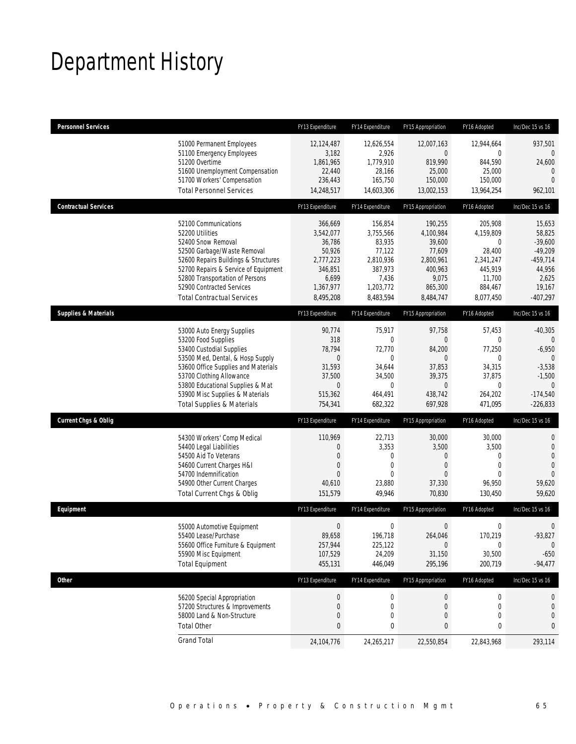# Department History

| Personnel Services | FY13 Expenditure | FY14 Expenditure | FY15 Appropriation | FY16 Adopted | Inc/Dec 15 vs 16 |
|---|---|---|---|---|---|
| 51000 Permanent Employees | 12,124,487 | 12,626,554 | 12,007,163 | 12,944,664 | 937,501 |
| 51100 Emergency Employees | 3,182 | 2,926 | 0 | 0 | 0 |
| 51200 Overtime | 1,861,965 | 1,779,910 | 819,990 | 844,590 | 24,600 |
| 51600 Unemployment Compensation | 22,440 | 28,166 | 25,000 | 25,000 | 0 |
| 51700 Workers' Compensation | 236,443 | 165,750 | 150,000 | 150,000 | 0 |
| Total Personnel Services | 14,248,517 | 14,603,306 | 13,002,153 | 13,964,254 | 962,101 |
| **Contractual Services** | FY13 Expenditure | FY14 Expenditure | FY15 Appropriation | FY16 Adopted | Inc/Dec 15 vs 16 |
| 52100 Communications | 366,669 | 156,854 | 190,255 | 205,908 | 15,653 |
| 52200 Utilities | 3,542,077 | 3,755,566 | 4,100,984 | 4,159,809 | 58,825 |
| 52400 Snow Removal | 36,786 | 83,935 | 39,600 | 0 | -39,600 |
| 52500 Garbage/Waste Removal | 50,926 | 77,122 | 77,609 | 28,400 | -49,209 |
| 52600 Repairs Buildings & Structures | 2,777,223 | 2,810,936 | 2,800,961 | 2,341,247 | -459,714 |
| 52700 Repairs & Service of Equipment | 346,851 | 387,973 | 400,963 | 445,919 | 44,956 |
| 52800 Transportation of Persons | 6,699 | 7,436 | 9,075 | 11,700 | 2,625 |
| 52900 Contracted Services | 1,367,977 | 1,203,772 | 865,300 | 884,467 | 19,167 |
| Total Contractual Services | 8,495,208 | 8,483,594 | 8,484,747 | 8,077,450 | -407,297 |
| **Supplies & Materials** | FY13 Expenditure | FY14 Expenditure | FY15 Appropriation | FY16 Adopted | Inc/Dec 15 vs 16 |
| 53000 Auto Energy Supplies | 90,774 | 75,917 | 97,758 | 57,453 | -40,305 |
| 53200 Food Supplies | 318 | 0 | 0 | 0 | 0 |
| 53400 Custodial Supplies | 78,794 | 72,770 | 84,200 | 77,250 | -6,950 |
| 53500 Med, Dental, & Hosp Supply | 0 | 0 | 0 | 0 | 0 |
| 53600 Office Supplies and Materials | 31,593 | 34,644 | 37,853 | 34,315 | -3,538 |
| 53700 Clothing Allowance | 37,500 | 34,500 | 39,375 | 37,875 | -1,500 |
| 53800 Educational Supplies & Mat | 0 | 0 | 0 | 0 | 0 |
| 53900 Misc Supplies & Materials | 515,362 | 464,491 | 438,742 | 264,202 | -174,540 |
| Total Supplies & Materials | 754,341 | 682,322 | 697,928 | 471,095 | -226,833 |
| **Current Chgs & Oblig** | FY13 Expenditure | FY14 Expenditure | FY15 Appropriation | FY16 Adopted | Inc/Dec 15 vs 16 |
| 54300 Workers' Comp Medical | 110,969 | 22,713 | 30,000 | 30,000 | 0 |
| 54400 Legal Liabilities | 0 | 3,353 | 3,500 | 3,500 | 0 |
| 54500 Aid To Veterans | 0 | 0 | 0 | 0 | 0 |
| 54600 Current Charges H&I | 0 | 0 | 0 | 0 | 0 |
| 54700 Indemnification | 0 | 0 | 0 | 0 | 0 |
| 54900 Other Current Charges | 40,610 | 23,880 | 37,330 | 96,950 | 59,620 |
| Total Current Chgs & Oblig | 151,579 | 49,946 | 70,830 | 130,450 | 59,620 |
| **Equipment** | FY13 Expenditure | FY14 Expenditure | FY15 Appropriation | FY16 Adopted | Inc/Dec 15 vs 16 |
| 55000 Automotive Equipment | 0 | 0 | 0 | 0 | 0 |
| 55400 Lease/Purchase | 89,658 | 196,718 | 264,046 | 170,219 | -93,827 |
| 55600 Office Furniture & Equipment | 257,944 | 225,122 | 0 | 0 | 0 |
| 55900 Misc Equipment | 107,529 | 24,209 | 31,150 | 30,500 | -650 |
| Total Equipment | 455,131 | 446,049 | 295,196 | 200,719 | -94,477 |
| **Other** | FY13 Expenditure | FY14 Expenditure | FY15 Appropriation | FY16 Adopted | Inc/Dec 15 vs 16 |
| 56200 Special Appropriation | 0 | 0 | 0 | 0 | 0 |
| 57200 Structures & Improvements | 0 | 0 | 0 | 0 | 0 |
| 58000 Land & Non-Structure | 0 | 0 | 0 | 0 | 0 |
| Total Other | 0 | 0 | 0 | 0 | 0 |
| Grand Total | 24,104,776 | 24,265,217 | 22,550,854 | 22,843,968 | 293,114 |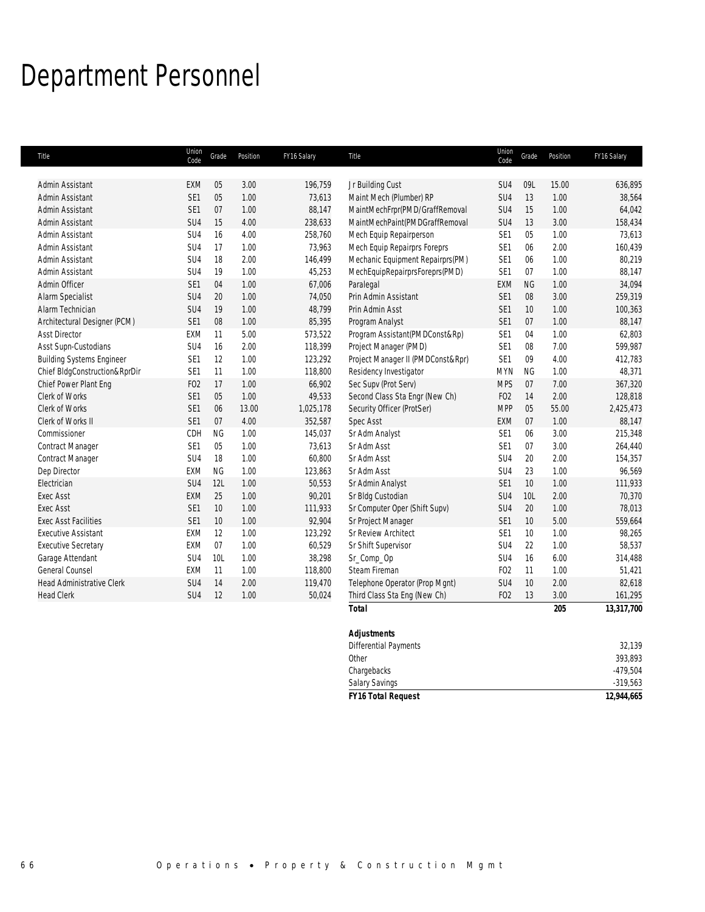# Department Personnel

| Title | Union Code | Grade | Position | FY16 Salary | Title | Union Code | Grade | Position | FY16 Salary |
|---|---|---|---|---|---|---|---|---|---|
| Admin Assistant | EXM | 05 | 3.00 | 196,759 | Jr Building Cust | SU4 | 09L | 15.00 | 636,895 |
| Admin Assistant | SE1 | 05 | 1.00 | 73,613 | Maint Mech (Plumber) RP | SU4 | 13 | 1.00 | 38,564 |
| Admin Assistant | SE1 | 07 | 1.00 | 88,147 | MaintMechFrpr(PMD/GraffRemoval | SU4 | 15 | 1.00 | 64,042 |
| Admin Assistant | SU4 | 15 | 4.00 | 238,633 | MaintMechPaint(PMDGraffRemoval | SU4 | 13 | 3.00 | 158,434 |
| Admin Assistant | SU4 | 16 | 4.00 | 258,760 | Mech Equip Repairperson | SE1 | 05 | 1.00 | 73,613 |
| Admin Assistant | SU4 | 17 | 1.00 | 73,963 | Mech Equip Repairprs Foreprs | SE1 | 06 | 2.00 | 160,439 |
| Admin Assistant | SU4 | 18 | 2.00 | 146,499 | Mechanic Equipment Repairprs(PM) | SE1 | 06 | 1.00 | 80,219 |
| Admin Assistant | SU4 | 19 | 1.00 | 45,253 | MechEquipRepairprsForeprs(PMD) | SE1 | 07 | 1.00 | 88,147 |
| Admin Officer | SE1 | 04 | 1.00 | 67,006 | Paralegal | EXM | NG | 1.00 | 34,094 |
| Alarm Specialist | SU4 | 20 | 1.00 | 74,050 | Prin Admin Assistant | SE1 | 08 | 3.00 | 259,319 |
| Alarm Technician | SU4 | 19 | 1.00 | 48,799 | Prin Admin Asst | SE1 | 10 | 1.00 | 100,363 |
| Architectural Designer (PCM) | SE1 | 08 | 1.00 | 85,395 | Program Analyst | SE1 | 07 | 1.00 | 88,147 |
| Asst Director | EXM | 11 | 5.00 | 573,522 | Program Assistant(PMDConst&Rp) | SE1 | 04 | 1.00 | 62,803 |
| Asst Supn-Custodians | SU4 | 16 | 2.00 | 118,399 | Project Manager (PMD) | SE1 | 08 | 7.00 | 599,987 |
| Building Systems Engineer | SE1 | 12 | 1.00 | 123,292 | Project Manager II (PMDConst&Rpr) | SE1 | 09 | 4.00 | 412,783 |
| Chief BldgConstruction&RprDir | SE1 | 11 | 1.00 | 118,800 | Residency Investigator | MYN | NG | 1.00 | 48,371 |
| Chief Power Plant Eng | FO2 | 17 | 1.00 | 66,902 | Sec Supv (Prot Serv) | MPS | 07 | 7.00 | 367,320 |
| Clerk of Works | SE1 | 05 | 1.00 | 49,533 | Second Class Sta Engr (New Ch) | FO2 | 14 | 2.00 | 128,818 |
| Clerk of Works | SE1 | 06 | 13.00 | 1,025,178 | Security Officer (ProtSer) | MPP | 05 | 55.00 | 2,425,473 |
| Clerk of Works II | SE1 | 07 | 4.00 | 352,587 | Spec Asst | EXM | 07 | 1.00 | 88,147 |
| Commissioner | CDH | NG | 1.00 | 145,037 | Sr Adm Analyst | SE1 | 06 | 3.00 | 215,348 |
| Contract Manager | SE1 | 05 | 1.00 | 73,613 | Sr Adm Asst | SE1 | 07 | 3.00 | 264,440 |
| Contract Manager | SU4 | 18 | 1.00 | 60,800 | Sr Adm Asst | SU4 | 20 | 2.00 | 154,357 |
| Dep Director | EXM | NG | 1.00 | 123,863 | Sr Adm Asst | SU4 | 23 | 1.00 | 96,569 |
| Electrician | SU4 | 12L | 1.00 | 50,553 | Sr Admin Analyst | SE1 | 10 | 1.00 | 111,933 |
| Exec Asst | EXM | 25 | 1.00 | 90,201 | Sr Bldg Custodian | SU4 | 10L | 2.00 | 70,370 |
| Exec Asst | SE1 | 10 | 1.00 | 111,933 | Sr Computer Oper (Shift Supv) | SU4 | 20 | 1.00 | 78,013 |
| Exec Asst Facilities | SE1 | 10 | 1.00 | 92,904 | Sr Project Manager | SE1 | 10 | 5.00 | 559,664 |
| Executive Assistant | EXM | 12 | 1.00 | 123,292 | Sr Review Architect | SE1 | 10 | 1.00 | 98,265 |
| Executive Secretary | EXM | 07 | 1.00 | 60,529 | Sr Shift Supervisor | SU4 | 22 | 1.00 | 58,537 |
| Garage Attendant | SU4 | 10L | 1.00 | 38,298 | Sr_Comp_Op | SU4 | 16 | 6.00 | 314,488 |
| General Counsel | EXM | 11 | 1.00 | 118,800 | Steam Fireman | FO2 | 11 | 1.00 | 51,421 |
| Head Administrative Clerk | SU4 | 14 | 2.00 | 119,470 | Telephone Operator (Prop Mgnt) | SU4 | 10 | 2.00 | 82,618 |
| Head Clerk | SU4 | 12 | 1.00 | 50,024 | Third Class Sta Eng (New Ch) | FO2 | 13 | 3.00 | 161,295 |
| | | | | | **Total** | | | **205** | **13,317,700** |

| **Adjustments** | |
|---|---|
| Differential Payments | 32,139 |
| Other | 393,893 |
| Chargebacks | -479,504 |
| Salary Savings | -319,563 |
| ***FY16 Total Request*** | **12,944,665** |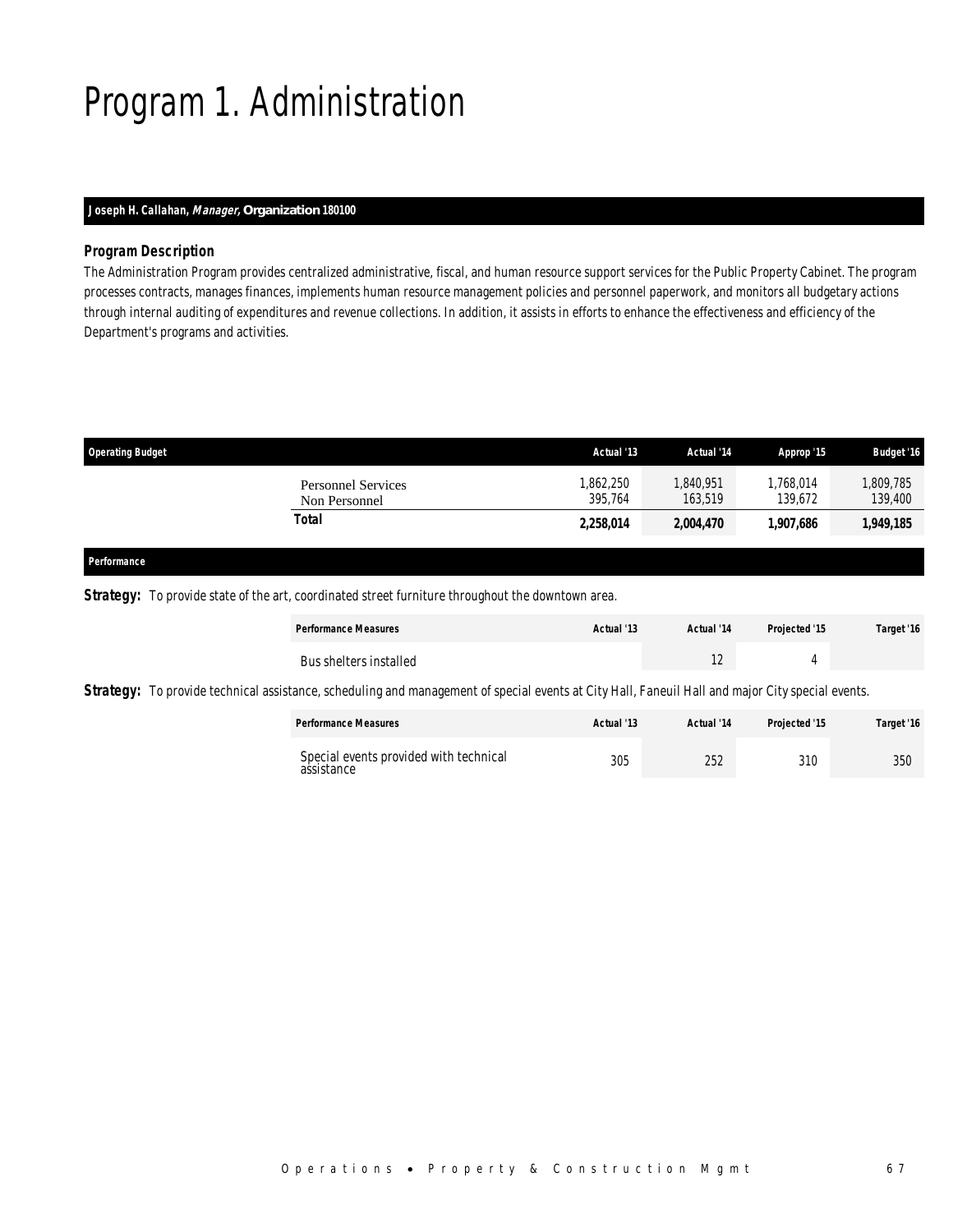# Program 1. Administration

**Joseph H. Callahan, *Manager,* Organization 180100**

### *Program Description*

The Administration Program provides centralized administrative, fiscal, and human resource support services for the Public Property Cabinet. The program processes contracts, manages finances, implements human resource management policies and personnel paperwork, and monitors all budgetary actions through internal auditing of expenditures and revenue collections. In addition, it assists in efforts to enhance the effectiveness and efficiency of the Department's programs and activities.

| Operating Budget | Actual '13 | Actual '14 | Approp '15 | Budget '16 |
|---|---|---|---|---|
| Personnel Services | 1,862,250 | 1,840,951 | 1,768,014 | 1,809,785 |
| Non Personnel | 395,764 | 163,519 | 139,672 | 139,400 |
| **Total** | **2,258,014** | **2,004,470** | **1,907,686** | **1,949,185** |

**Performance**

***Strategy:*** To provide state of the art, coordinated street furniture throughout the downtown area.

| Performance Measures | Actual '13 | Actual '14 | Projected '15 | Target '16 |
|---|---|---|---|---|
| Bus shelters installed | | 12 | 4 | |

***Strategy:*** To provide technical assistance, scheduling and management of special events at City Hall, Faneuil Hall and major City special events.

| Performance Measures | Actual '13 | Actual '14 | Projected '15 | Target '16 |
|---|---|---|---|---|
| Special events provided with technical assistance | 305 | 252 | 310 | 350 |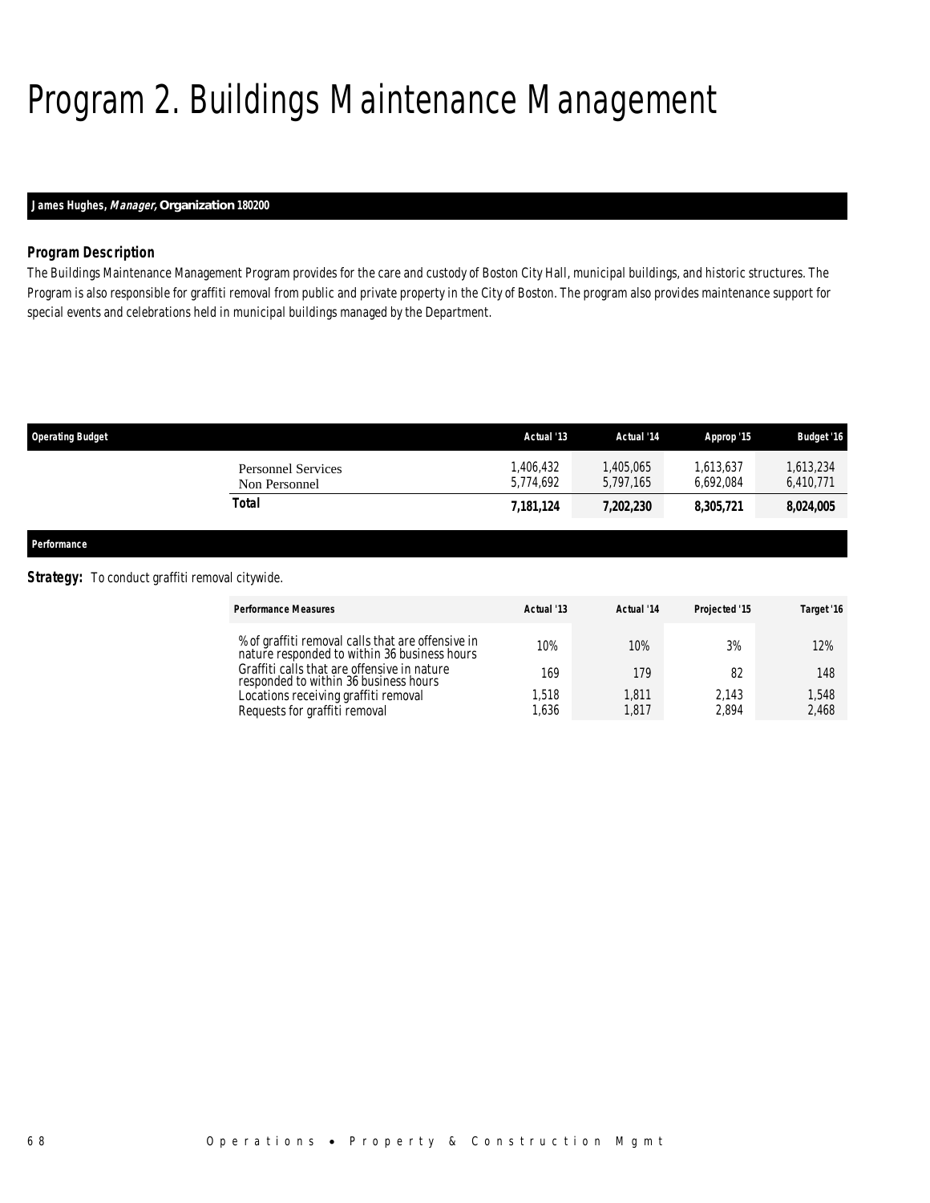# Program 2. Buildings Maintenance Management

**James Hughes, *Manager*, Organization 180200**

### *Program Description*

*The Buildings Maintenance Management Program provides for the care and custody of Boston City Hall, municipal buildings, and historic structures. The Program is also responsible for graffiti removal from public and private property in the City of Boston. The program also provides maintenance support for special events and celebrations held in municipal buildings managed by the Department.*

| Operating Budget | Actual '13 | Actual '14 | Approp '15 | Budget '16 |
|---|---|---|---|---|
| Personnel Services | 1,406,432 | 1,405,065 | 1,613,637 | 1,613,234 |
| Non Personnel | 5,774,692 | 5,797,165 | 6,692,084 | 6,410,771 |
| **Total** | **7,181,124** | **7,202,230** | **8,305,721** | **8,024,005** |

**Performance**

***Strategy:*** To conduct graffiti removal citywide.

| Performance Measures | Actual '13 | Actual '14 | Projected '15 | Target '16 |
|---|---|---|---|---|
| % of graffiti removal calls that are offensive in nature responded to within 36 business hours | 10% | 10% | 3% | 12% |
| Graffiti calls that are offensive in nature responded to within 36 business hours | 169 | 179 | 82 | 148 |
| Locations receiving graffiti removal | 1,518 | 1,811 | 2,143 | 1,548 |
| Requests for graffiti removal | 1,636 | 1,817 | 2,894 | 2,468 |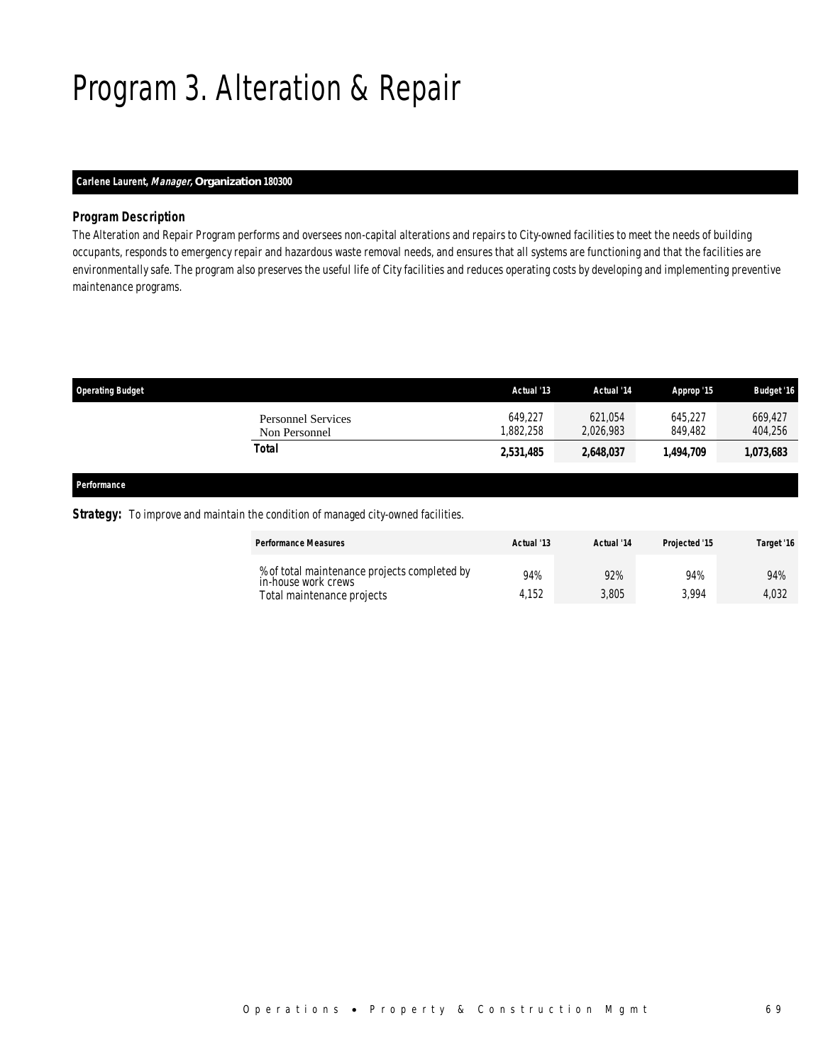# Program 3. Alteration & Repair

**Carlene Laurent, *Manager*, Organization 180300**

### *Program Description*

The Alteration and Repair Program performs and oversees non-capital alterations and repairs to City-owned facilities to meet the needs of building occupants, responds to emergency repair and hazardous waste removal needs, and ensures that all systems are functioning and that the facilities are environmentally safe. The program also preserves the useful life of City facilities and reduces operating costs by developing and implementing preventive maintenance programs.

| Operating Budget | Actual '13 | Actual '14 | Approp '15 | Budget '16 |
|---|---|---|---|---|
| Personnel Services | 649,227 | 621,054 | 645,227 | 669,427 |
| Non Personnel | 1,882,258 | 2,026,983 | 849,482 | 404,256 |
| **Total** | **2,531,485** | **2,648,037** | **1,494,709** | **1,073,683** |

### *Performance*

***Strategy:*** To improve and maintain the condition of managed city-owned facilities.

| Performance Measures | Actual '13 | Actual '14 | Projected '15 | Target '16 |
|---|---|---|---|---|
| % of total maintenance projects completed by in-house work crews | 94% | 92% | 94% | 94% |
| Total maintenance projects | 4,152 | 3,805 | 3,994 | 4,032 |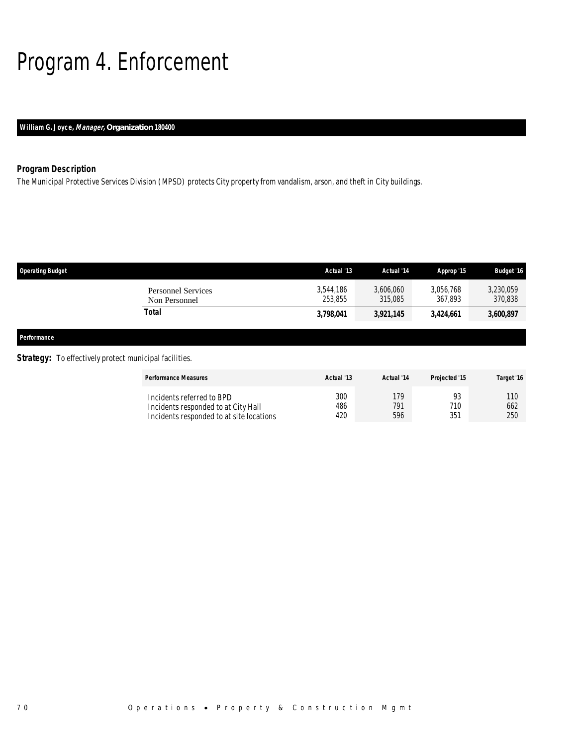# Program 4. Enforcement

**William G. Joyce, *Manager,* Organization 180400**

### *Program Description*

*The Municipal Protective Services Division (MPSD) protects City property from vandalism, arson, and theft in City buildings.*

| Operating Budget | Actual '13 | Actual '14 | Approp '15 | Budget '16 |
|---|---|---|---|---|
| Personnel Services | 3,544,186 | 3,606,060 | 3,056,768 | 3,230,059 |
| Non Personnel | 253,855 | 315,085 | 367,893 | 370,838 |
| **Total** | **3,798,041** | **3,921,145** | **3,424,661** | **3,600,897** |

### *Performance*

***Strategy:*** To effectively protect municipal facilities.

| Performance Measures | Actual '13 | Actual '14 | Projected '15 | Target '16 |
|---|---|---|---|---|
| Incidents referred to BPD | 300 | 179 | 93 | 110 |
| Incidents responded to at City Hall | 486 | 791 | 710 | 662 |
| Incidents responded to at site locations | 420 | 596 | 351 | 250 |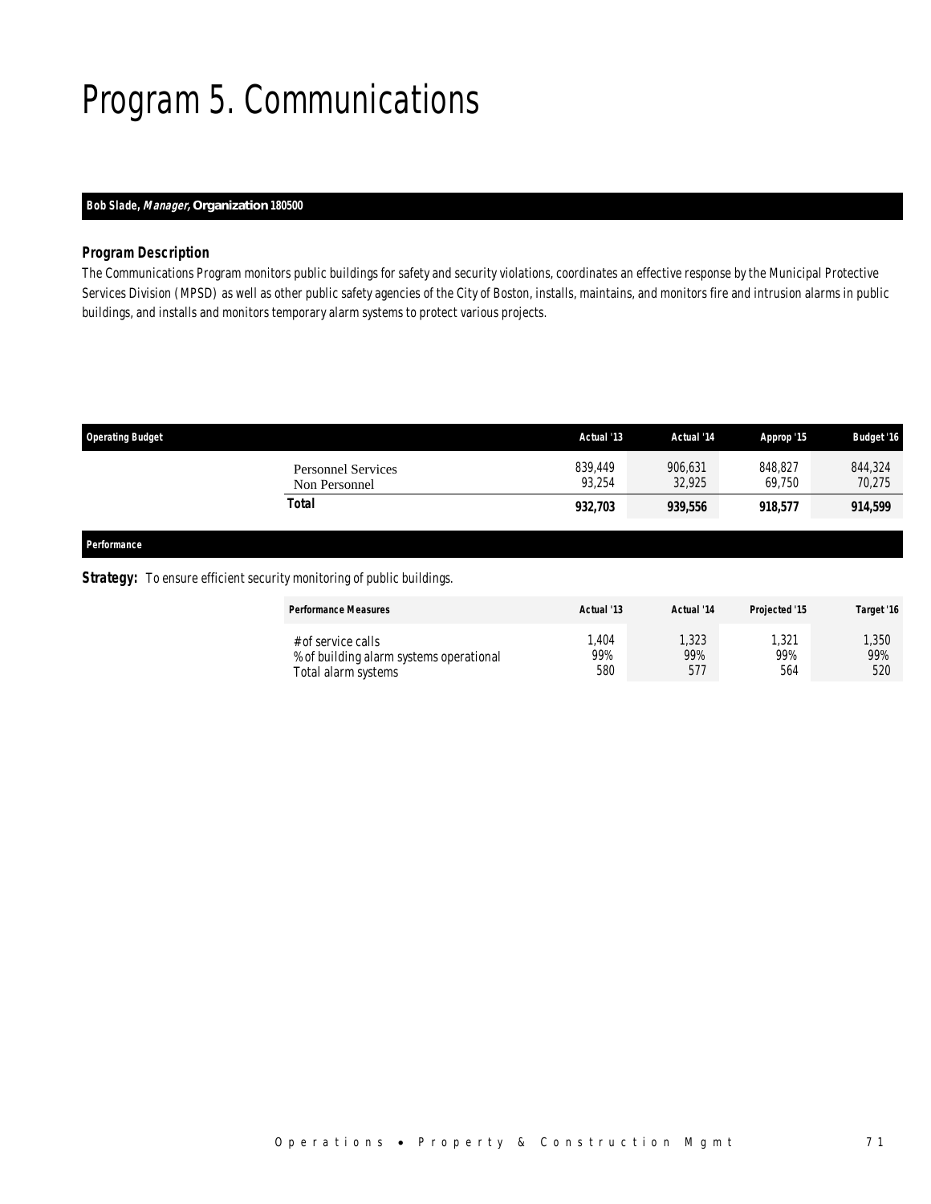# Program 5. Communications

**Bob Slade, *Manager,* Organization 180500**

### *Program Description*

The Communications Program monitors public buildings for safety and security violations, coordinates an effective response by the Municipal Protective Services Division (MPSD) as well as other public safety agencies of the City of Boston, installs, maintains, and monitors fire and intrusion alarms in public buildings, and installs and monitors temporary alarm systems to protect various projects.

| Operating Budget | Actual '13 | Actual '14 | Approp '15 | Budget '16 |
|---|---|---|---|---|
| Personnel Services | 839,449 | 906,631 | 848,827 | 844,324 |
| Non Personnel | 93,254 | 32,925 | 69,750 | 70,275 |
| **Total** | **932,703** | **939,556** | **918,577** | **914,599** |

**Performance**

**Strategy:** To ensure efficient security monitoring of public buildings.

| Performance Measures | Actual '13 | Actual '14 | Projected '15 | Target '16 |
|---|---|---|---|---|
| # of service calls | 1,404 | 1,323 | 1,321 | 1,350 |
| % of building alarm systems operational | 99% | 99% | 99% | 99% |
| Total alarm systems | 580 | 577 | 564 | 520 |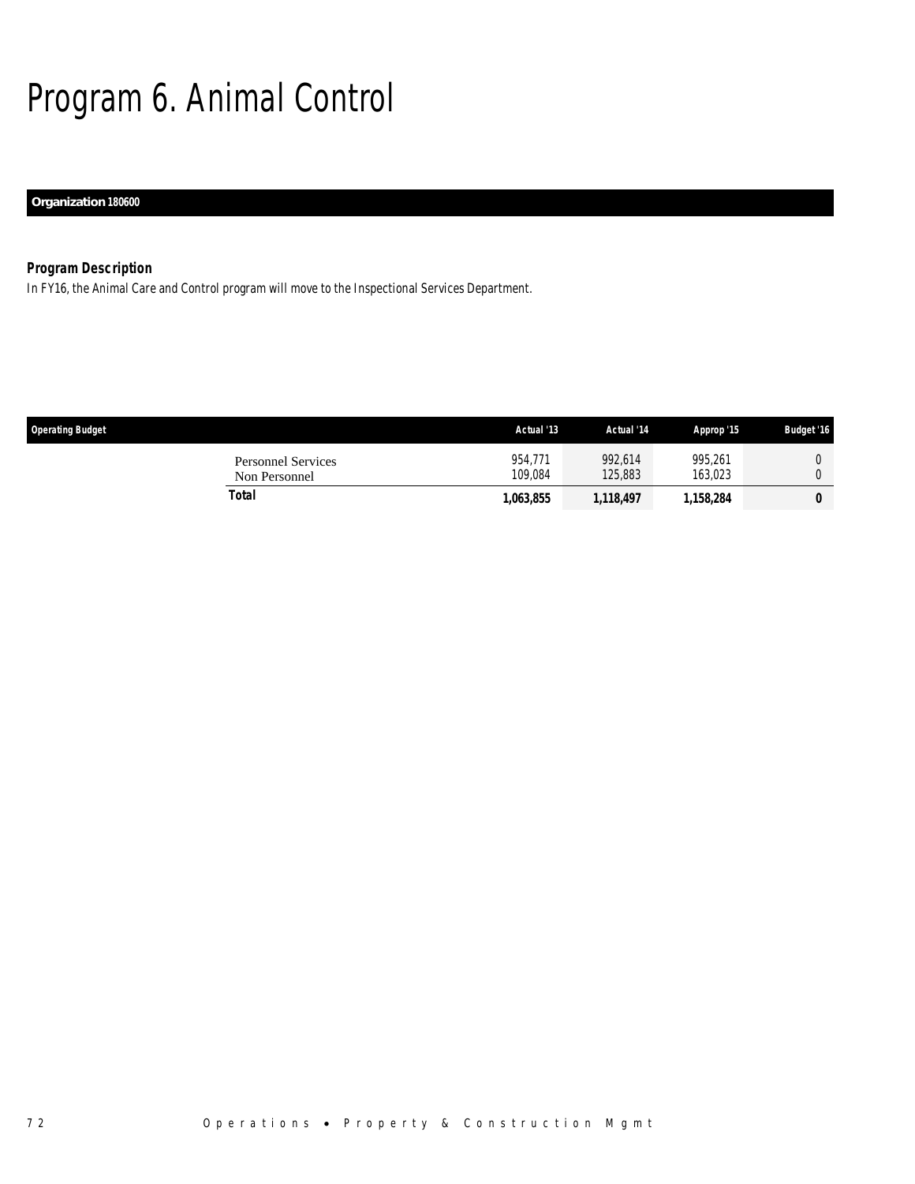# Program 6. Animal Control

**Organization 180600**

### *Program Description*

*In FY16, the Animal Care and Control program will move to the Inspectional Services Department.*

| Operating Budget | Actual '13 | Actual '14 | Approp '15 | Budget '16 |
|---|---|---|---|---|
| Personnel Services | 954,771 | 992,614 | 995,261 | 0 |
| Non Personnel | 109,084 | 125,883 | 163,023 | 0 |
| **Total** | **1,063,855** | **1,118,497** | **1,158,284** | **0** |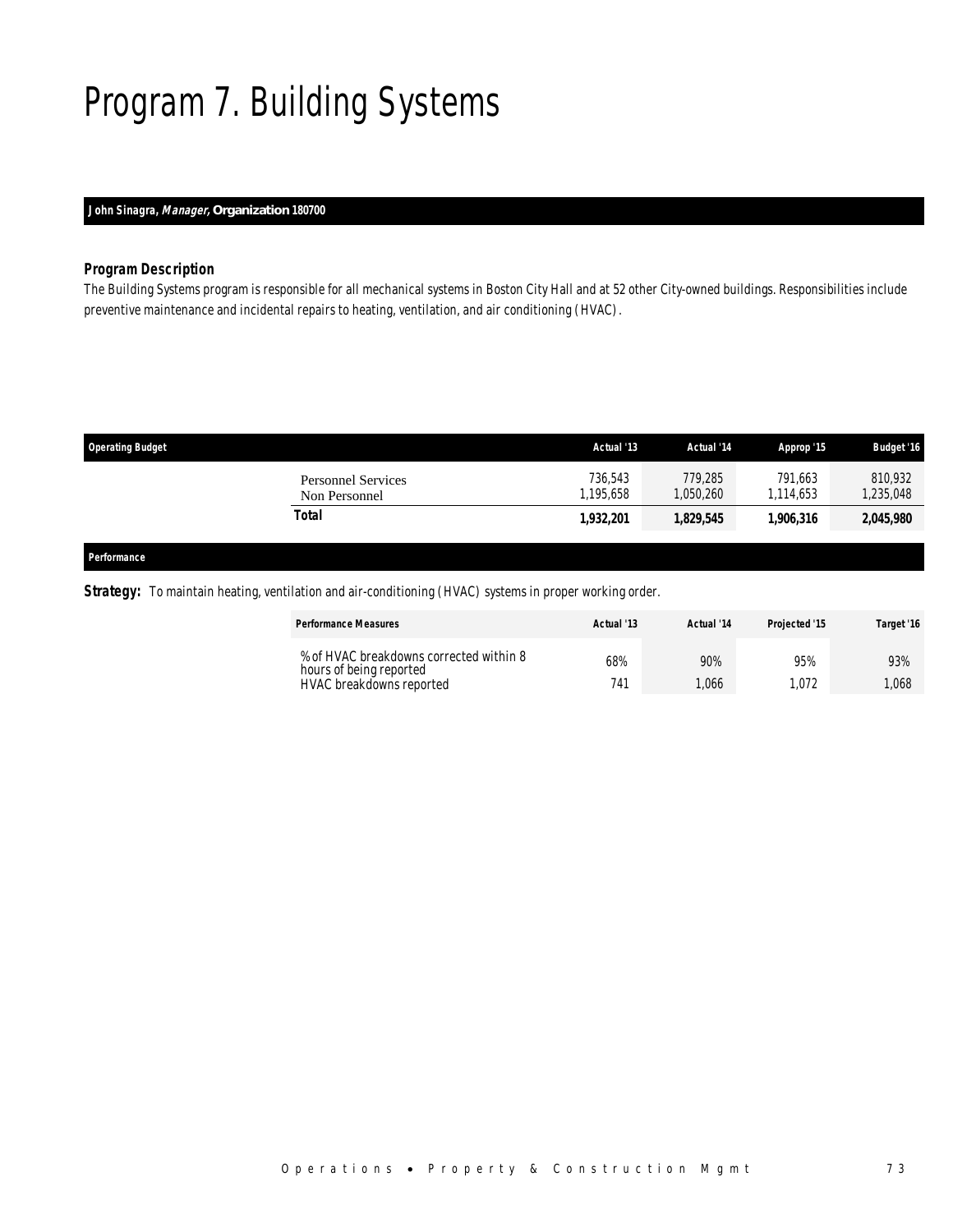# Program 7. Building Systems

**John Sinagra, *Manager,* Organization 180700**

### *Program Description*

*The Building Systems program is responsible for all mechanical systems in Boston City Hall and at 52 other City-owned buildings. Responsibilities include preventive maintenance and incidental repairs to heating, ventilation, and air conditioning (HVAC).*

| Operating Budget | Actual '13 | Actual '14 | Approp '15 | Budget '16 |
|---|---|---|---|---|
| Personnel Services | 736,543 | 779,285 | 791,663 | 810,932 |
| Non Personnel | 1,195,658 | 1,050,260 | 1,114,653 | 1,235,048 |
| **Total** | **1,932,201** | **1,829,545** | **1,906,316** | **2,045,980** |

**Performance**

**Strategy:** To maintain heating, ventilation and air-conditioning (HVAC) systems in proper working order.

| Performance Measures | Actual '13 | Actual '14 | Projected '15 | Target '16 |
|---|---|---|---|---|
| % of HVAC breakdowns corrected within 8 hours of being reported | 68% | 90% | 95% | 93% |
| HVAC breakdowns reported | 741 | 1,066 | 1,072 | 1,068 |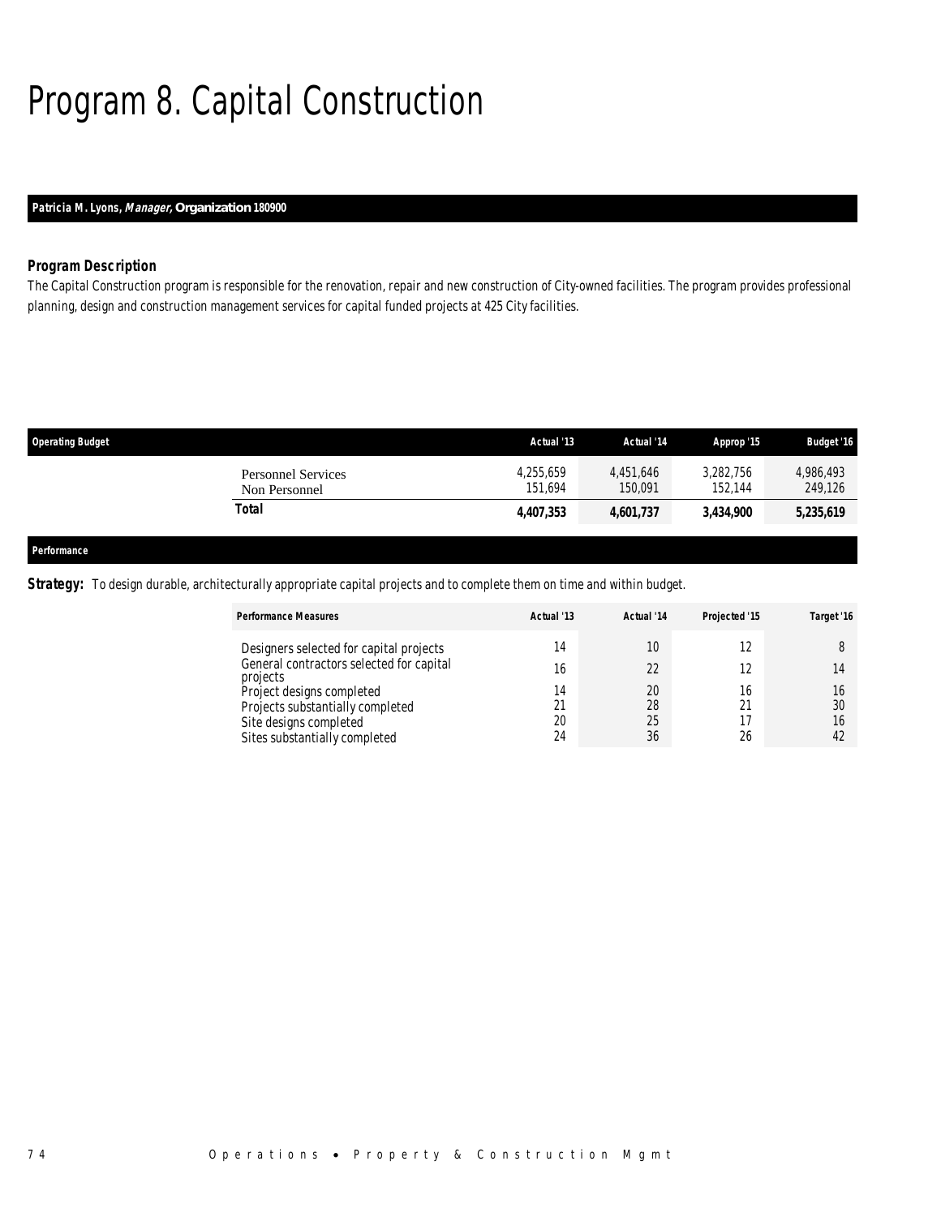# Program 8. Capital Construction

**Patricia M. Lyons, *Manager*, Organization 180900**

### *Program Description*

*The Capital Construction program is responsible for the renovation, repair and new construction of City-owned facilities. The program provides professional planning, design and construction management services for capital funded projects at 425 City facilities.*

| Operating Budget | Actual '13 | Actual '14 | Approp '15 | Budget '16 |
|---|---|---|---|---|
| Personnel Services | 4,255,659 | 4,451,646 | 3,282,756 | 4,986,493 |
| Non Personnel | 151,694 | 150,091 | 152,144 | 249,126 |
| **Total** | **4,407,353** | **4,601,737** | **3,434,900** | **5,235,619** |

### Performance

***Strategy:*** *To design durable, architecturally appropriate capital projects and to complete them on time and within budget.*

| Performance Measures | Actual '13 | Actual '14 | Projected '15 | Target '16 |
|---|---|---|---|---|
| Designers selected for capital projects | 14 | 10 | 12 | 8 |
| General contractors selected for capital projects | 16 | 22 | 12 | 14 |
| Project designs completed | 14 | 20 | 16 | 16 |
| Projects substantially completed | 21 | 28 | 21 | 30 |
| Site designs completed | 20 | 25 | 17 | 16 |
| Sites substantially completed | 24 | 36 | 26 | 42 |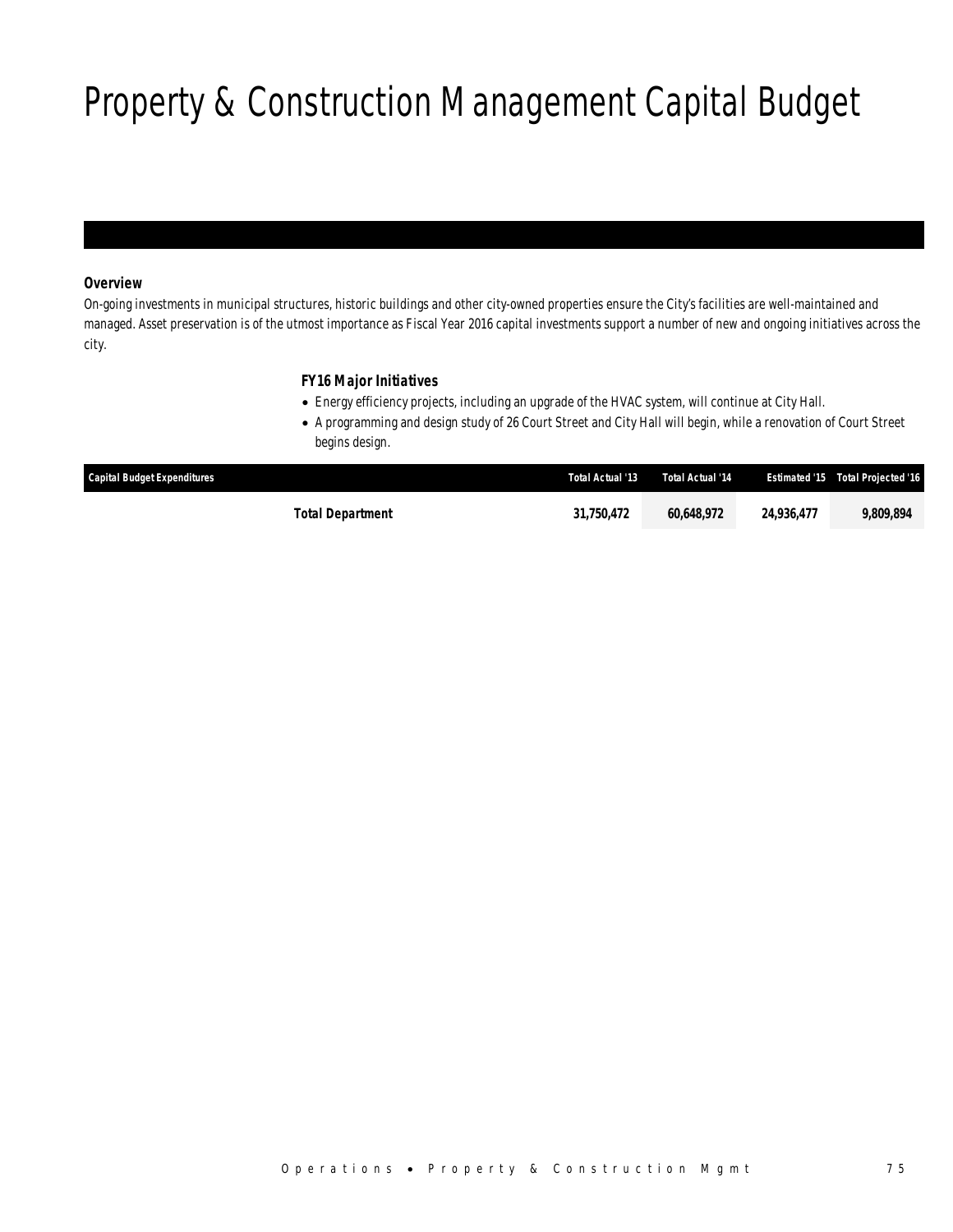# Property & Construction Management Capital Budget

***Overview***

*On-going investments in municipal structures, historic buildings and other city-owned properties ensure the City's facilities are well-maintained and managed. Asset preservation is of the utmost importance as Fiscal Year 2016 capital investments support a number of new and ongoing initiatives across the city.*

***FY16 Major Initiatives***

- *Energy efficiency projects, including an upgrade of the HVAC system, will continue at City Hall.*
- *A programming and design study of 26 Court Street and City Hall will begin, while a renovation of Court Street begins design.*

| Capital Budget Expenditures | Total Actual '13 | Total Actual '14 | Estimated '15 | Total Projected '16 |
|---|---|---|---|---|
| **Total Department** | **31,750,472** | **60,648,972** | **24,936,477** | **9,809,894** |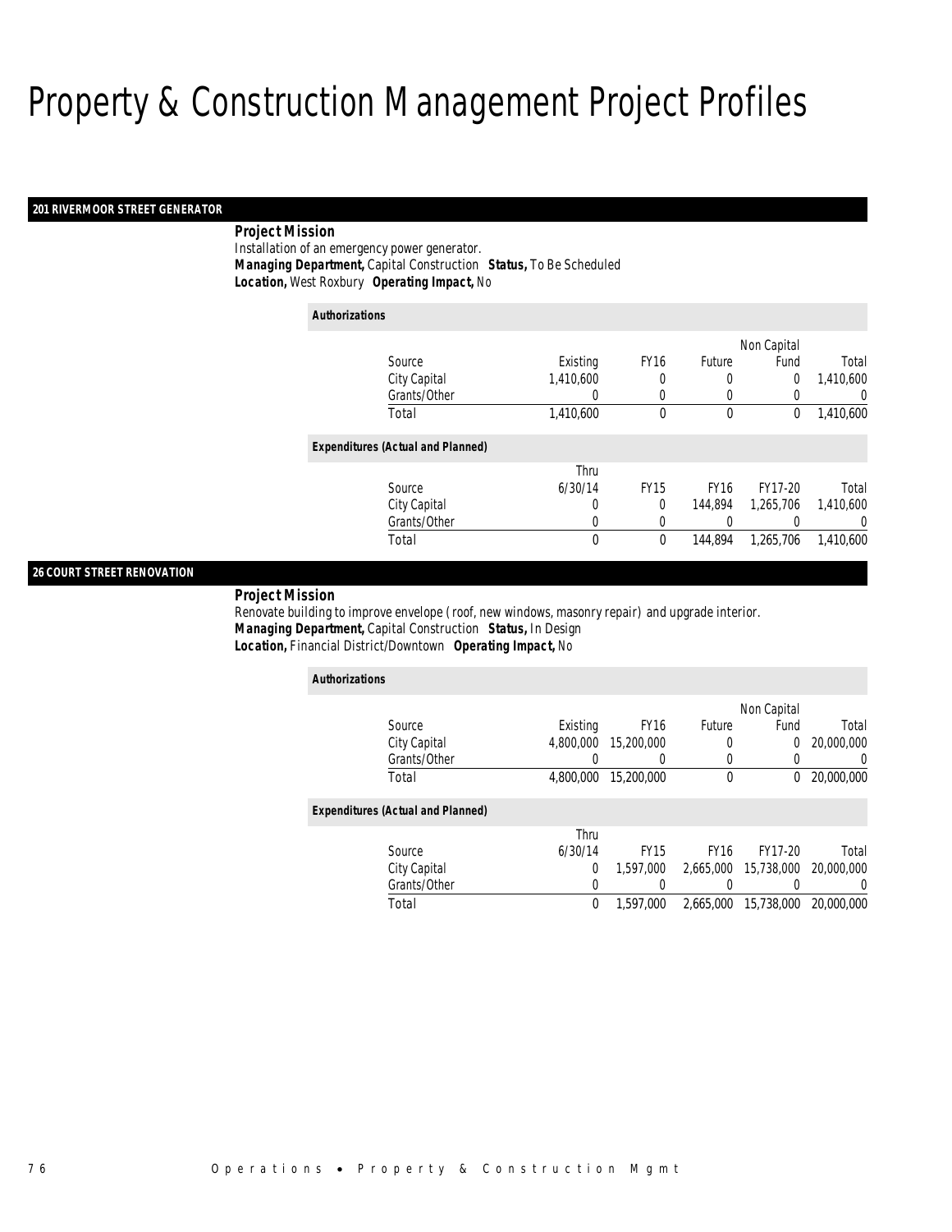# Property & Construction Management Project Profiles

## 201 RIVERMOOR STREET GENERATOR

**Project Mission**

Installation of an emergency power generator.

***Managing Department,*** Capital Construction ***Status,*** To Be Scheduled

***Location,*** West Roxbury ***Operating Impact,*** No

***Authorizations***

| Source | Existing | FY16 | Future | Non Capital Fund | Total |
|---|---|---|---|---|---|
| City Capital | 1,410,600 | 0 | 0 | 0 | 1,410,600 |
| Grants/Other | 0 | 0 | 0 | 0 | 0 |
| Total | 1,410,600 | 0 | 0 | 0 | 1,410,600 |

***Expenditures (Actual and Planned)***

| Source | Thru 6/30/14 | FY15 | FY16 | FY17-20 | Total |
|---|---|---|---|---|---|
| City Capital | 0 | 0 | 144,894 | 1,265,706 | 1,410,600 |
| Grants/Other | 0 | 0 | 0 | 0 | 0 |
| Total | 0 | 0 | 144,894 | 1,265,706 | 1,410,600 |

## 26 COURT STREET RENOVATION

**Project Mission**

Renovate building to improve envelope ( roof, new windows, masonry repair) and upgrade interior.

***Managing Department,*** Capital Construction ***Status,*** In Design

***Location,*** Financial District/Downtown ***Operating Impact,*** No

***Authorizations***

| Source | Existing | FY16 | Future | Non Capital Fund | Total |
|---|---|---|---|---|---|
| City Capital | 4,800,000 | 15,200,000 | 0 | 0 | 20,000,000 |
| Grants/Other | 0 | 0 | 0 | 0 | 0 |
| Total | 4,800,000 | 15,200,000 | 0 | 0 | 20,000,000 |

***Expenditures (Actual and Planned)***

| Source | Thru 6/30/14 | FY15 | FY16 | FY17-20 | Total |
|---|---|---|---|---|---|
| City Capital | 0 | 1,597,000 | 2,665,000 | 15,738,000 | 20,000,000 |
| Grants/Other | 0 | 0 | 0 | 0 | 0 |
| Total | 0 | 1,597,000 | 2,665,000 | 15,738,000 | 20,000,000 |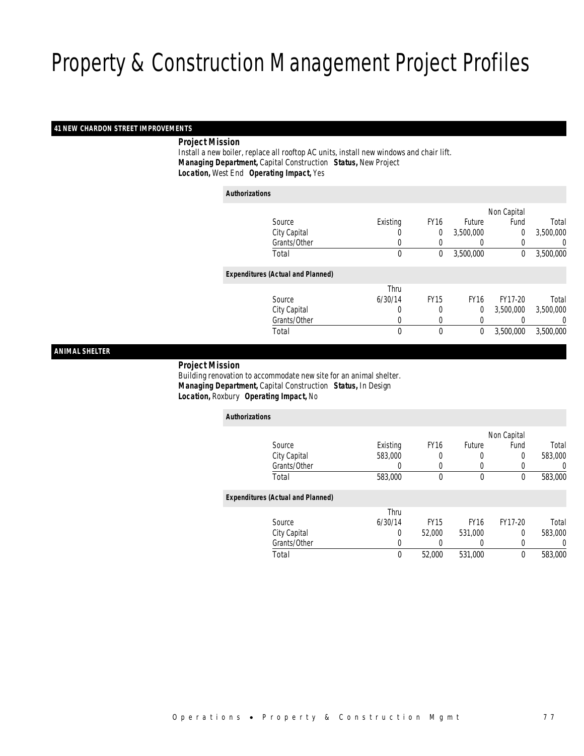# Property & Construction Management Project Profiles

## 41 NEW CHARDON STREET IMPROVEMENTS

***Project Mission***

Install a new boiler, replace all rooftop AC units, install new windows and chair lift.

***Managing Department,*** Capital Construction ***Status,*** New Project

***Location,*** West End ***Operating Impact,*** Yes

***Authorizations***

| Source | Existing | FY16 | Future | Non Capital Fund | Total |
|---|---|---|---|---|---|
| City Capital | 0 | 0 | 3,500,000 | 0 | 3,500,000 |
| Grants/Other | 0 | 0 | 0 | 0 | 0 |
| Total | 0 | 0 | 3,500,000 | 0 | 3,500,000 |

***Expenditures (Actual and Planned)***

| Source | Thru 6/30/14 | FY15 | FY16 | FY17-20 | Total |
|---|---|---|---|---|---|
| City Capital | 0 | 0 | 0 | 3,500,000 | 3,500,000 |
| Grants/Other | 0 | 0 | 0 | 0 | 0 |
| Total | 0 | 0 | 0 | 3,500,000 | 3,500,000 |

## ANIMAL SHELTER

***Project Mission***

Building renovation to accommodate new site for an animal shelter.

***Managing Department,*** Capital Construction ***Status,*** In Design

***Location,*** Roxbury ***Operating Impact,*** No

***Authorizations***

| Source | Existing | FY16 | Future | Non Capital Fund | Total |
|---|---|---|---|---|---|
| City Capital | 583,000 | 0 | 0 | 0 | 583,000 |
| Grants/Other | 0 | 0 | 0 | 0 | 0 |
| Total | 583,000 | 0 | 0 | 0 | 583,000 |

***Expenditures (Actual and Planned)***

| Source | Thru 6/30/14 | FY15 | FY16 | FY17-20 | Total |
|---|---|---|---|---|---|
| City Capital | 0 | 52,000 | 531,000 | 0 | 583,000 |
| Grants/Other | 0 | 0 | 0 | 0 | 0 |
| Total | 0 | 52,000 | 531,000 | 0 | 583,000 |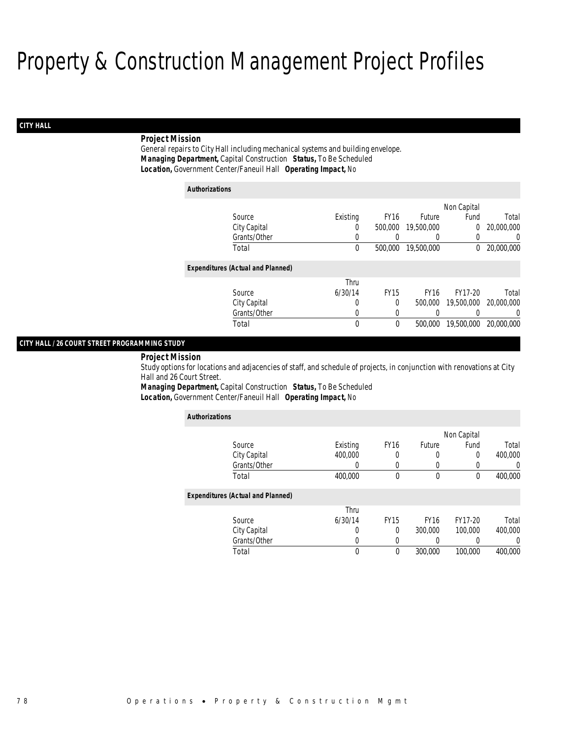# Property & Construction Management Project Profiles

## CITY HALL

**Project Mission**

General repairs to City Hall including mechanical systems and building envelope.

***Managing Department,*** Capital Construction ***Status,*** To Be Scheduled

***Location,*** Government Center/Faneuil Hall ***Operating Impact,*** No

**Authorizations**

| Source | Existing | FY16 | Future | Non Capital Fund | Total |
|---|---|---|---|---|---|
| City Capital | 0 | 500,000 | 19,500,000 | 0 | 20,000,000 |
| Grants/Other | 0 | 0 | 0 | 0 | 0 |
| Total | 0 | 500,000 | 19,500,000 | 0 | 20,000,000 |

**Expenditures (Actual and Planned)**

| Source | Thru 6/30/14 | FY15 | FY16 | FY17-20 | Total |
|---|---|---|---|---|---|
| City Capital | 0 | 0 | 500,000 | 19,500,000 | 20,000,000 |
| Grants/Other | 0 | 0 | 0 | 0 | 0 |
| Total | 0 | 0 | 500,000 | 19,500,000 | 20,000,000 |

## CITY HALL / 26 COURT STREET PROGRAMMING STUDY

**Project Mission**

Study options for locations and adjacencies of staff, and schedule of projects, in conjunction with renovations at City Hall and 26 Court Street.

***Managing Department,*** Capital Construction ***Status,*** To Be Scheduled

***Location,*** Government Center/Faneuil Hall ***Operating Impact,*** No

**Authorizations**

| Source | Existing | FY16 | Future | Non Capital Fund | Total |
|---|---|---|---|---|---|
| City Capital | 400,000 | 0 | 0 | 0 | 400,000 |
| Grants/Other | 0 | 0 | 0 | 0 | 0 |
| Total | 400,000 | 0 | 0 | 0 | 400,000 |

**Expenditures (Actual and Planned)**

| Source | Thru 6/30/14 | FY15 | FY16 | FY17-20 | Total |
|---|---|---|---|---|---|
| City Capital | 0 | 0 | 300,000 | 100,000 | 400,000 |
| Grants/Other | 0 | 0 | 0 | 0 | 0 |
| Total | 0 | 0 | 300,000 | 100,000 | 400,000 |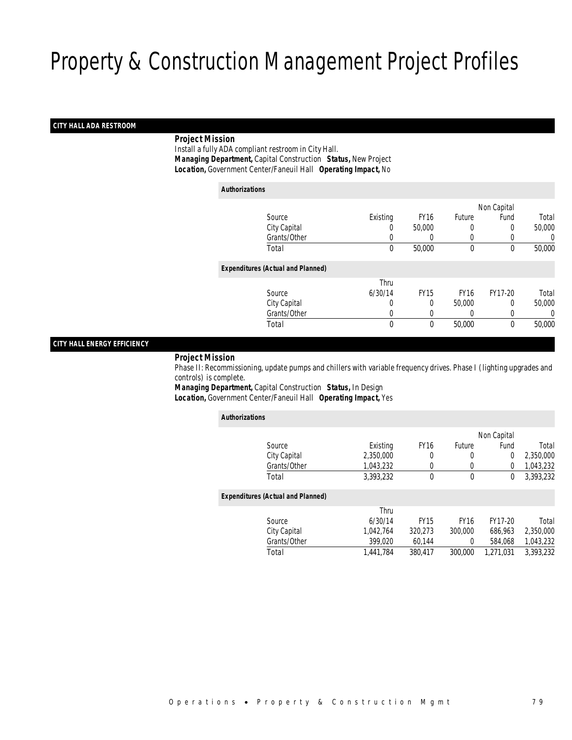# Property & Construction Management Project Profiles

## CITY HALL ADA RESTROOM

***Project Mission***

Install a fully ADA compliant restroom in City Hall.

***Managing Department,*** Capital Construction ***Status,*** New Project

***Location,*** Government Center/Faneuil Hall ***Operating Impact,*** No

***Authorizations***

| Source | Existing | FY16 | Future | Non Capital Fund | Total |
|---|---|---|---|---|---|
| City Capital | 0 | 50,000 | 0 | 0 | 50,000 |
| Grants/Other | 0 | 0 | 0 | 0 | 0 |
| Total | 0 | 50,000 | 0 | 0 | 50,000 |

***Expenditures (Actual and Planned)***

| Source | Thru 6/30/14 | FY15 | FY16 | FY17-20 | Total |
|---|---|---|---|---|---|
| City Capital | 0 | 0 | 50,000 | 0 | 50,000 |
| Grants/Other | 0 | 0 | 0 | 0 | 0 |
| Total | 0 | 0 | 50,000 | 0 | 50,000 |

## CITY HALL ENERGY EFFICIENCY

***Project Mission***

Phase II: Recommissioning, update pumps and chillers with variable frequency drives. Phase I (lighting upgrades and controls) is complete.

***Managing Department,*** Capital Construction ***Status,*** In Design

***Location,*** Government Center/Faneuil Hall ***Operating Impact,*** Yes

***Authorizations***

| Source | Existing | FY16 | Future | Non Capital Fund | Total |
|---|---|---|---|---|---|
| City Capital | 2,350,000 | 0 | 0 | 0 | 2,350,000 |
| Grants/Other | 1,043,232 | 0 | 0 | 0 | 1,043,232 |
| Total | 3,393,232 | 0 | 0 | 0 | 3,393,232 |

***Expenditures (Actual and Planned)***

| Source | Thru 6/30/14 | FY15 | FY16 | FY17-20 | Total |
|---|---|---|---|---|---|
| City Capital | 1,042,764 | 320,273 | 300,000 | 686,963 | 2,350,000 |
| Grants/Other | 399,020 | 60,144 | 0 | 584,068 | 1,043,232 |
| Total | 1,441,784 | 380,417 | 300,000 | 1,271,031 | 3,393,232 |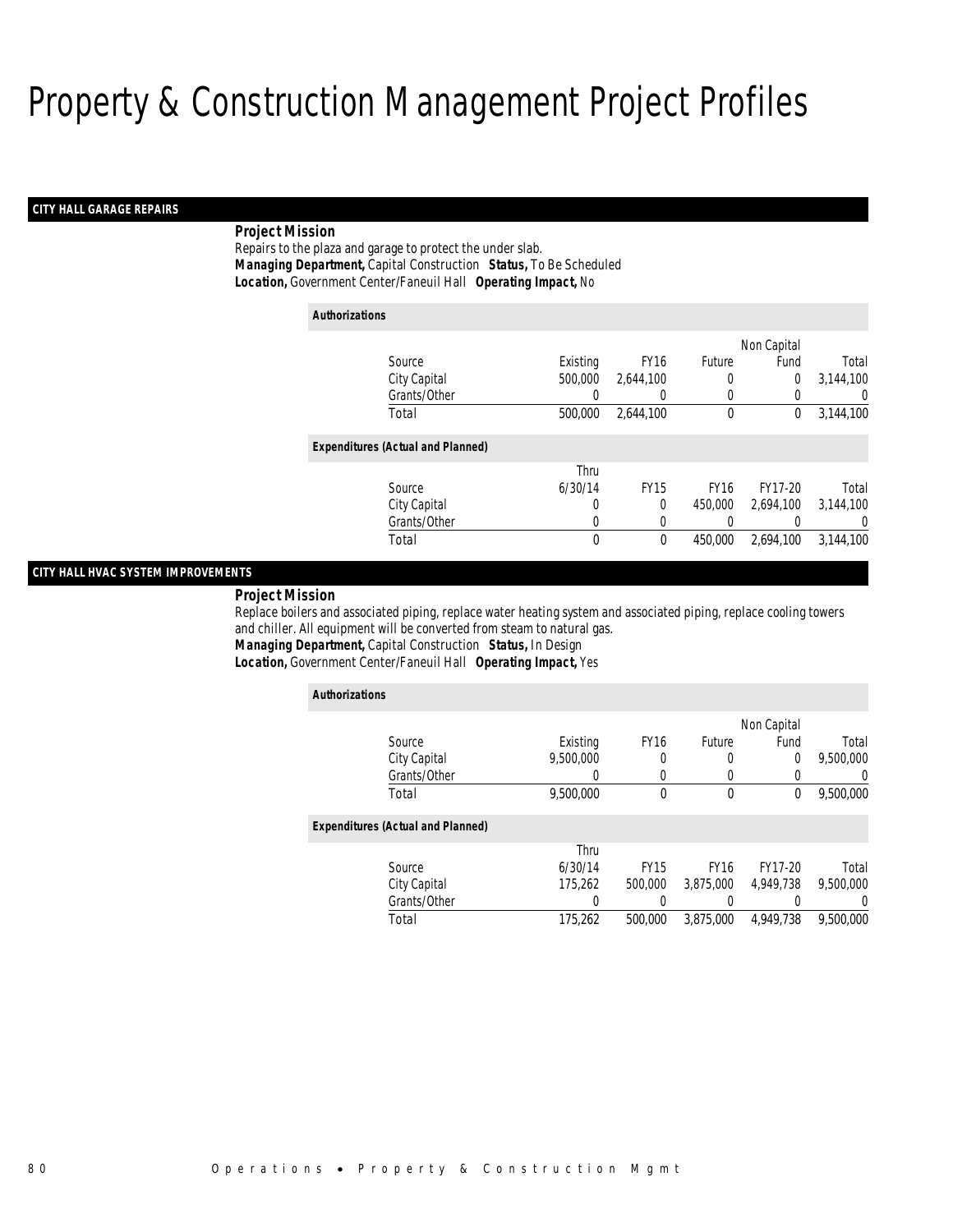# Property & Construction Management Project Profiles

## CITY HALL GARAGE REPAIRS

**Project Mission**

Repairs to the plaza and garage to protect the under slab.

**Managing Department,** Capital Construction **Status,** To Be Scheduled

**Location,** Government Center/Faneuil Hall **Operating Impact,** No

*Authorizations*

| Source | Existing | FY16 | Future | Non Capital Fund | Total |
|---|---|---|---|---|---|
| City Capital | 500,000 | 2,644,100 | 0 | 0 | 3,144,100 |
| Grants/Other | 0 | 0 | 0 | 0 | 0 |
| Total | 500,000 | 2,644,100 | 0 | 0 | 3,144,100 |

*Expenditures (Actual and Planned)*

| Source | Thru 6/30/14 | FY15 | FY16 | FY17-20 | Total |
|---|---|---|---|---|---|
| City Capital | 0 | 0 | 450,000 | 2,694,100 | 3,144,100 |
| Grants/Other | 0 | 0 | 0 | 0 | 0 |
| Total | 0 | 0 | 450,000 | 2,694,100 | 3,144,100 |

## CITY HALL HVAC SYSTEM IMPROVEMENTS

**Project Mission**

Replace boilers and associated piping, replace water heating system and associated piping, replace cooling towers and chiller. All equipment will be converted from steam to natural gas.

**Managing Department,** Capital Construction **Status,** In Design

**Location,** Government Center/Faneuil Hall **Operating Impact,** Yes

*Authorizations*

| Source | Existing | FY16 | Future | Non Capital Fund | Total |
|---|---|---|---|---|---|
| City Capital | 9,500,000 | 0 | 0 | 0 | 9,500,000 |
| Grants/Other | 0 | 0 | 0 | 0 | 0 |
| Total | 9,500,000 | 0 | 0 | 0 | 9,500,000 |

*Expenditures (Actual and Planned)*

| Source | Thru 6/30/14 | FY15 | FY16 | FY17-20 | Total |
|---|---|---|---|---|---|
| City Capital | 175,262 | 500,000 | 3,875,000 | 4,949,738 | 9,500,000 |
| Grants/Other | 0 | 0 | 0 | 0 | 0 |
| Total | 175,262 | 500,000 | 3,875,000 | 4,949,738 | 9,500,000 |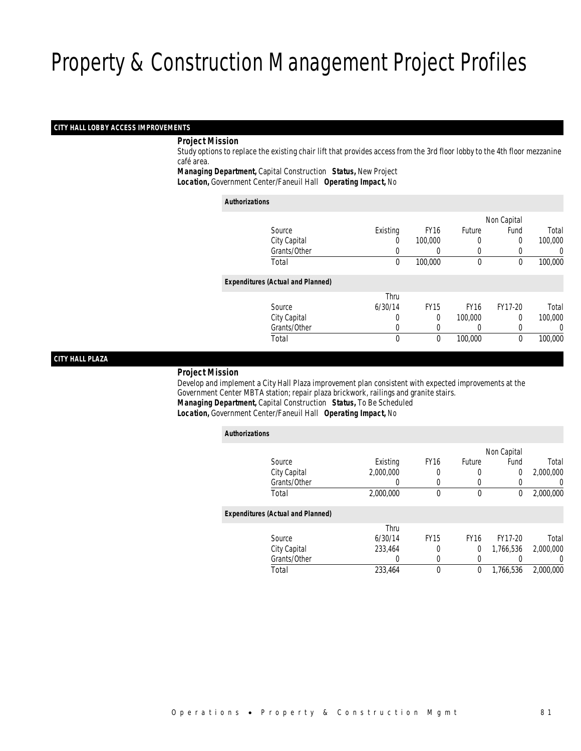# Property & Construction Management Project Profiles

## CITY HALL LOBBY ACCESS IMPROVEMENTS

***Project Mission***

Study options to replace the existing chair lift that provides access from the 3rd floor lobby to the 4th floor mezzanine café area.

***Managing Department,*** Capital Construction ***Status,*** New Project

***Location,*** Government Center/Faneuil Hall ***Operating Impact,*** No

**Authorizations**

| Source | Existing | FY16 | Future | Non Capital Fund | Total |
|---|---|---|---|---|---|
| City Capital | 0 | 100,000 | 0 | 0 | 100,000 |
| Grants/Other | 0 | 0 | 0 | 0 | 0 |
| Total | 0 | 100,000 | 0 | 0 | 100,000 |

**Expenditures (Actual and Planned)**

| Source | Thru 6/30/14 | FY15 | FY16 | FY17-20 | Total |
|---|---|---|---|---|---|
| City Capital | 0 | 0 | 100,000 | 0 | 100,000 |
| Grants/Other | 0 | 0 | 0 | 0 | 0 |
| Total | 0 | 0 | 100,000 | 0 | 100,000 |

## CITY HALL PLAZA

***Project Mission***

Develop and implement a City Hall Plaza improvement plan consistent with expected improvements at the Government Center MBTA station; repair plaza brickwork, railings and granite stairs.

***Managing Department,*** Capital Construction ***Status,*** To Be Scheduled

***Location,*** Government Center/Faneuil Hall ***Operating Impact,*** No

**Authorizations**

| Source | Existing | FY16 | Future | Non Capital Fund | Total |
|---|---|---|---|---|---|
| City Capital | 2,000,000 | 0 | 0 | 0 | 2,000,000 |
| Grants/Other | 0 | 0 | 0 | 0 | 0 |
| Total | 2,000,000 | 0 | 0 | 0 | 2,000,000 |

**Expenditures (Actual and Planned)**

| Source | Thru 6/30/14 | FY15 | FY16 | FY17-20 | Total |
|---|---|---|---|---|---|
| City Capital | 233,464 | 0 | 0 | 1,766,536 | 2,000,000 |
| Grants/Other | 0 | 0 | 0 | 0 | 0 |
| Total | 233,464 | 0 | 0 | 1,766,536 | 2,000,000 |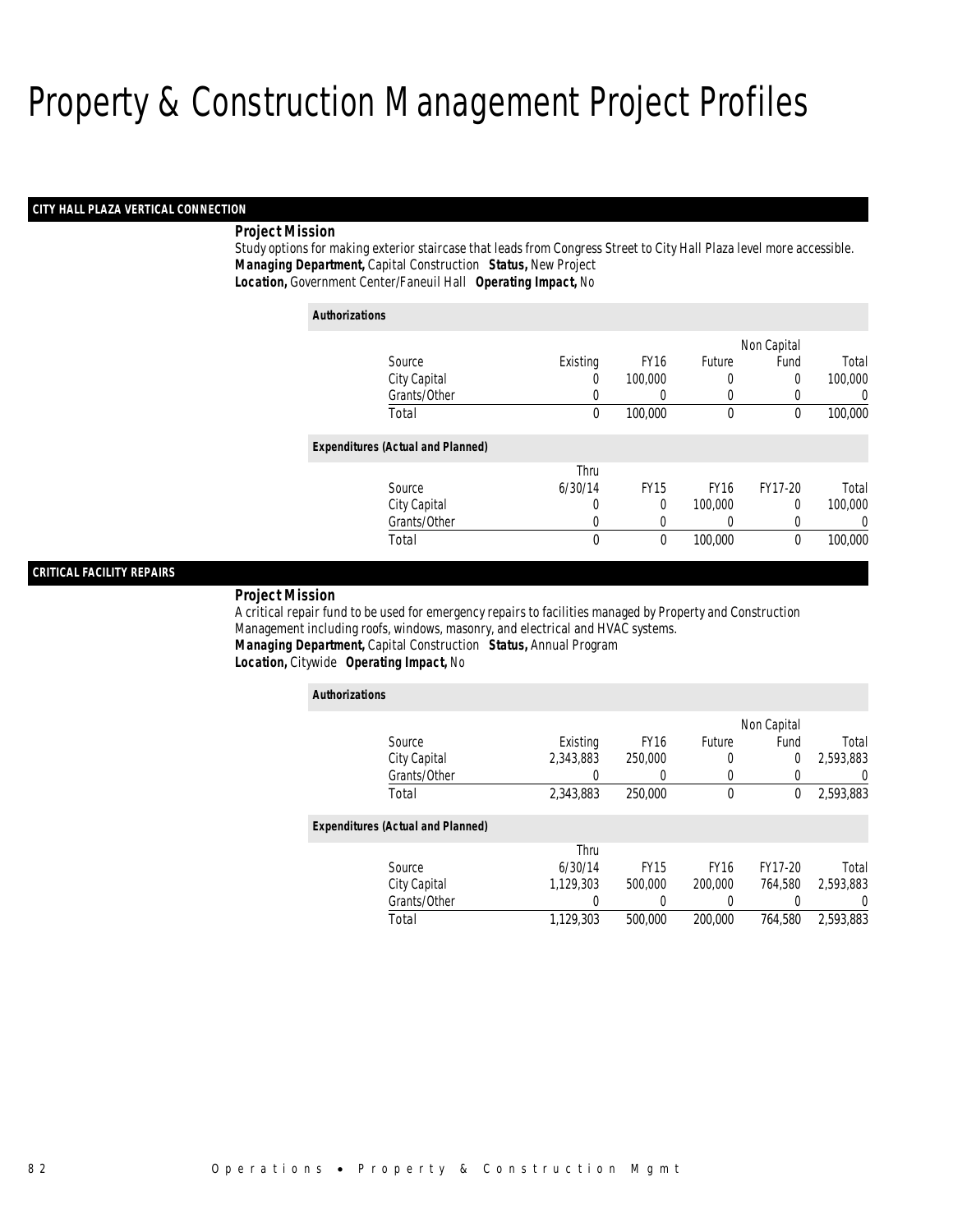# Property & Construction Management Project Profiles

## CITY HALL PLAZA VERTICAL CONNECTION

**Project Mission**

Study options for making exterior staircase that leads from Congress Street to City Hall Plaza level more accessible.

**Managing Department,** Capital Construction **Status,** New Project

**Location,** Government Center/Faneuil Hall **Operating Impact,** No

***Authorizations***

| Source | Existing | FY16 | Future | Non Capital Fund | Total |
|---|---|---|---|---|---|
| City Capital | 0 | 100,000 | 0 | 0 | 100,000 |
| Grants/Other | 0 | 0 | 0 | 0 | 0 |
| Total | 0 | 100,000 | 0 | 0 | 100,000 |

***Expenditures (Actual and Planned)***

| Source | Thru 6/30/14 | FY15 | FY16 | FY17-20 | Total |
|---|---|---|---|---|---|
| City Capital | 0 | 0 | 100,000 | 0 | 100,000 |
| Grants/Other | 0 | 0 | 0 | 0 | 0 |
| Total | 0 | 0 | 100,000 | 0 | 100,000 |

## CRITICAL FACILITY REPAIRS

**Project Mission**

A critical repair fund to be used for emergency repairs to facilities managed by Property and Construction Management including roofs, windows, masonry, and electrical and HVAC systems.

**Managing Department,** Capital Construction **Status,** Annual Program

**Location,** Citywide **Operating Impact,** No

***Authorizations***

| Source | Existing | FY16 | Future | Non Capital Fund | Total |
|---|---|---|---|---|---|
| City Capital | 2,343,883 | 250,000 | 0 | 0 | 2,593,883 |
| Grants/Other | 0 | 0 | 0 | 0 | 0 |
| Total | 2,343,883 | 250,000 | 0 | 0 | 2,593,883 |

***Expenditures (Actual and Planned)***

| Source | Thru 6/30/14 | FY15 | FY16 | FY17-20 | Total |
|---|---|---|---|---|---|
| City Capital | 1,129,303 | 500,000 | 200,000 | 764,580 | 2,593,883 |
| Grants/Other | 0 | 0 | 0 | 0 | 0 |
| Total | 1,129,303 | 500,000 | 200,000 | 764,580 | 2,593,883 |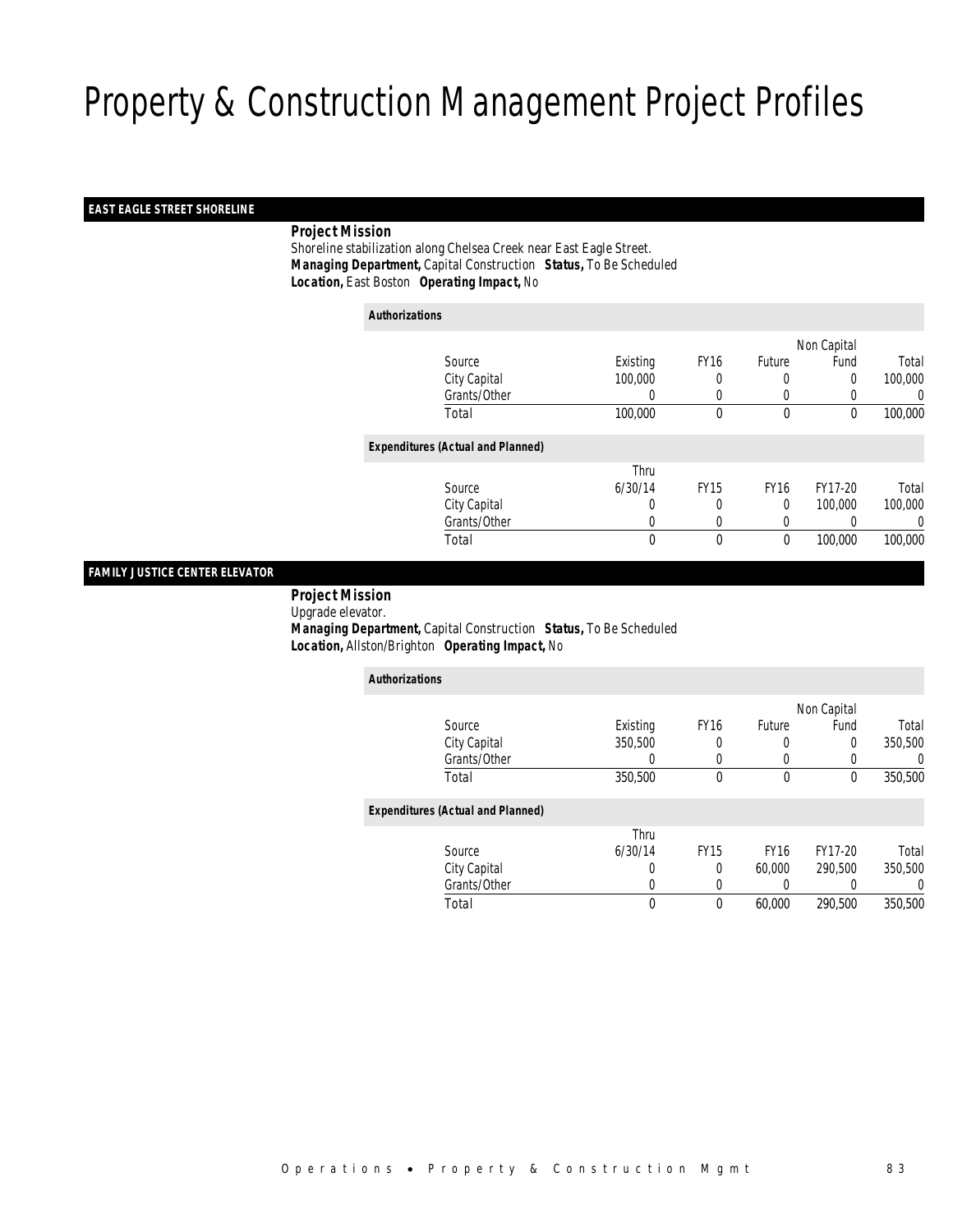# Property & Construction Management Project Profiles

## EAST EAGLE STREET SHORELINE

**Project Mission**

Shoreline stabilization along Chelsea Creek near East Eagle Street.

***Managing Department,*** Capital Construction ***Status,*** To Be Scheduled

***Location,*** East Boston ***Operating Impact,*** No

**Authorizations**

| Source | Existing | FY16 | Future | Non Capital Fund | Total |
|---|---|---|---|---|---|
| City Capital | 100,000 | 0 | 0 | 0 | 100,000 |
| Grants/Other | 0 | 0 | 0 | 0 | 0 |
| Total | 100,000 | 0 | 0 | 0 | 100,000 |

**Expenditures (Actual and Planned)**

| Source | Thru 6/30/14 | FY15 | FY16 | FY17-20 | Total |
|---|---|---|---|---|---|
| City Capital | 0 | 0 | 0 | 100,000 | 100,000 |
| Grants/Other | 0 | 0 | 0 | 0 | 0 |
| Total | 0 | 0 | 0 | 100,000 | 100,000 |

## FAMILY JUSTICE CENTER ELEVATOR

**Project Mission**

Upgrade elevator.

***Managing Department,*** Capital Construction ***Status,*** To Be Scheduled

***Location,*** Allston/Brighton ***Operating Impact,*** No

**Authorizations**

| Source | Existing | FY16 | Future | Non Capital Fund | Total |
|---|---|---|---|---|---|
| City Capital | 350,500 | 0 | 0 | 0 | 350,500 |
| Grants/Other | 0 | 0 | 0 | 0 | 0 |
| Total | 350,500 | 0 | 0 | 0 | 350,500 |

**Expenditures (Actual and Planned)**

| Source | Thru 6/30/14 | FY15 | FY16 | FY17-20 | Total |
|---|---|---|---|---|---|
| City Capital | 0 | 0 | 60,000 | 290,500 | 350,500 |
| Grants/Other | 0 | 0 | 0 | 0 | 0 |
| Total | 0 | 0 | 60,000 | 290,500 | 350,500 |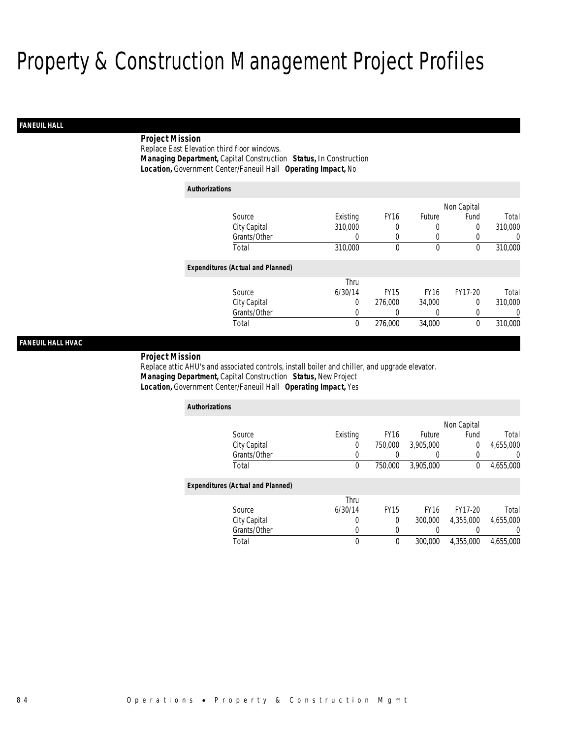# Property & Construction Management Project Profiles

## FANEUIL HALL

**Project Mission**

Replace East Elevation third floor windows.

**Managing Department,** Capital Construction **Status,** In Construction

**Location,** Government Center/Faneuil Hall **Operating Impact,** No

**Authorizations**

| Source | Existing | FY16 | Future | Non Capital Fund | Total |
|---|---|---|---|---|---|
| City Capital | 310,000 | 0 | 0 | 0 | 310,000 |
| Grants/Other | 0 | 0 | 0 | 0 | 0 |
| Total | 310,000 | 0 | 0 | 0 | 310,000 |

**Expenditures (Actual and Planned)**

| Source | Thru 6/30/14 | FY15 | FY16 | FY17-20 | Total |
|---|---|---|---|---|---|
| City Capital | 0 | 276,000 | 34,000 | 0 | 310,000 |
| Grants/Other | 0 | 0 | 0 | 0 | 0 |
| Total | 0 | 276,000 | 34,000 | 0 | 310,000 |

## FANEUIL HALL HVAC

**Project Mission**

Replace attic AHU's and associated controls, install boiler and chiller, and upgrade elevator.

**Managing Department,** Capital Construction **Status,** New Project

**Location,** Government Center/Faneuil Hall **Operating Impact,** Yes

**Authorizations**

| Source | Existing | FY16 | Future | Non Capital Fund | Total |
|---|---|---|---|---|---|
| City Capital | 0 | 750,000 | 3,905,000 | 0 | 4,655,000 |
| Grants/Other | 0 | 0 | 0 | 0 | 0 |
| Total | 0 | 750,000 | 3,905,000 | 0 | 4,655,000 |

**Expenditures (Actual and Planned)**

| Source | Thru 6/30/14 | FY15 | FY16 | FY17-20 | Total |
|---|---|---|---|---|---|
| City Capital | 0 | 0 | 300,000 | 4,355,000 | 4,655,000 |
| Grants/Other | 0 | 0 | 0 | 0 | 0 |
| Total | 0 | 0 | 300,000 | 4,355,000 | 4,655,000 |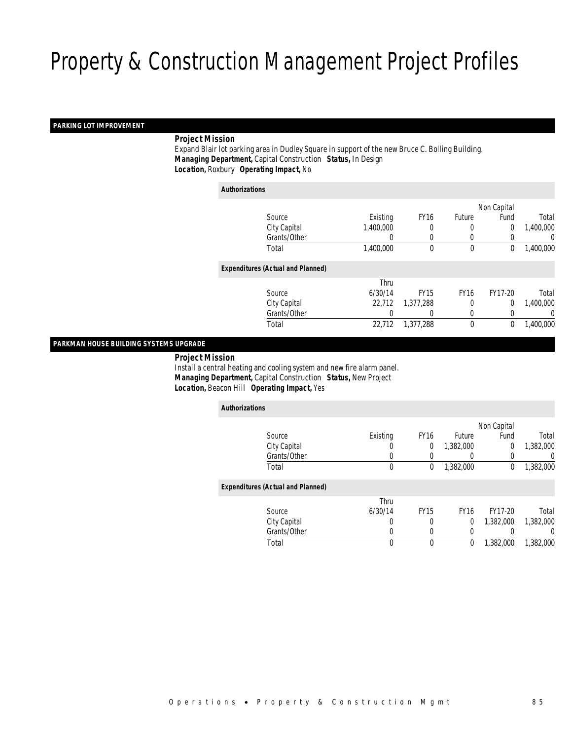# Property & Construction Management Project Profiles

## PARKING LOT IMPROVEMENT

**Project Mission**

Expand Blair lot parking area in Dudley Square in support of the new Bruce C. Bolling Building.

***Managing Department,*** Capital Construction ***Status,*** In Design

***Location,*** Roxbury ***Operating Impact,*** No

***Authorizations***

| Source | Existing | FY16 | Future | Non Capital Fund | Total |
|---|---|---|---|---|---|
| City Capital | 1,400,000 | 0 | 0 | 0 | 1,400,000 |
| Grants/Other | 0 | 0 | 0 | 0 | 0 |
| Total | 1,400,000 | 0 | 0 | 0 | 1,400,000 |

***Expenditures (Actual and Planned)***

| Source | Thru 6/30/14 | FY15 | FY16 | FY17-20 | Total |
|---|---|---|---|---|---|
| City Capital | 22,712 | 1,377,288 | 0 | 0 | 1,400,000 |
| Grants/Other | 0 | 0 | 0 | 0 | 0 |
| Total | 22,712 | 1,377,288 | 0 | 0 | 1,400,000 |

## PARKMAN HOUSE BUILDING SYSTEMS UPGRADE

**Project Mission**

Install a central heating and cooling system and new fire alarm panel.

***Managing Department,*** Capital Construction ***Status,*** New Project

***Location,*** Beacon Hill ***Operating Impact,*** Yes

***Authorizations***

| Source | Existing | FY16 | Future | Non Capital Fund | Total |
|---|---|---|---|---|---|
| City Capital | 0 | 0 | 1,382,000 | 0 | 1,382,000 |
| Grants/Other | 0 | 0 | 0 | 0 | 0 |
| Total | 0 | 0 | 1,382,000 | 0 | 1,382,000 |

***Expenditures (Actual and Planned)***

| Source | Thru 6/30/14 | FY15 | FY16 | FY17-20 | Total |
|---|---|---|---|---|---|
| City Capital | 0 | 0 | 0 | 1,382,000 | 1,382,000 |
| Grants/Other | 0 | 0 | 0 | 0 | 0 |
| Total | 0 | 0 | 0 | 1,382,000 | 1,382,000 |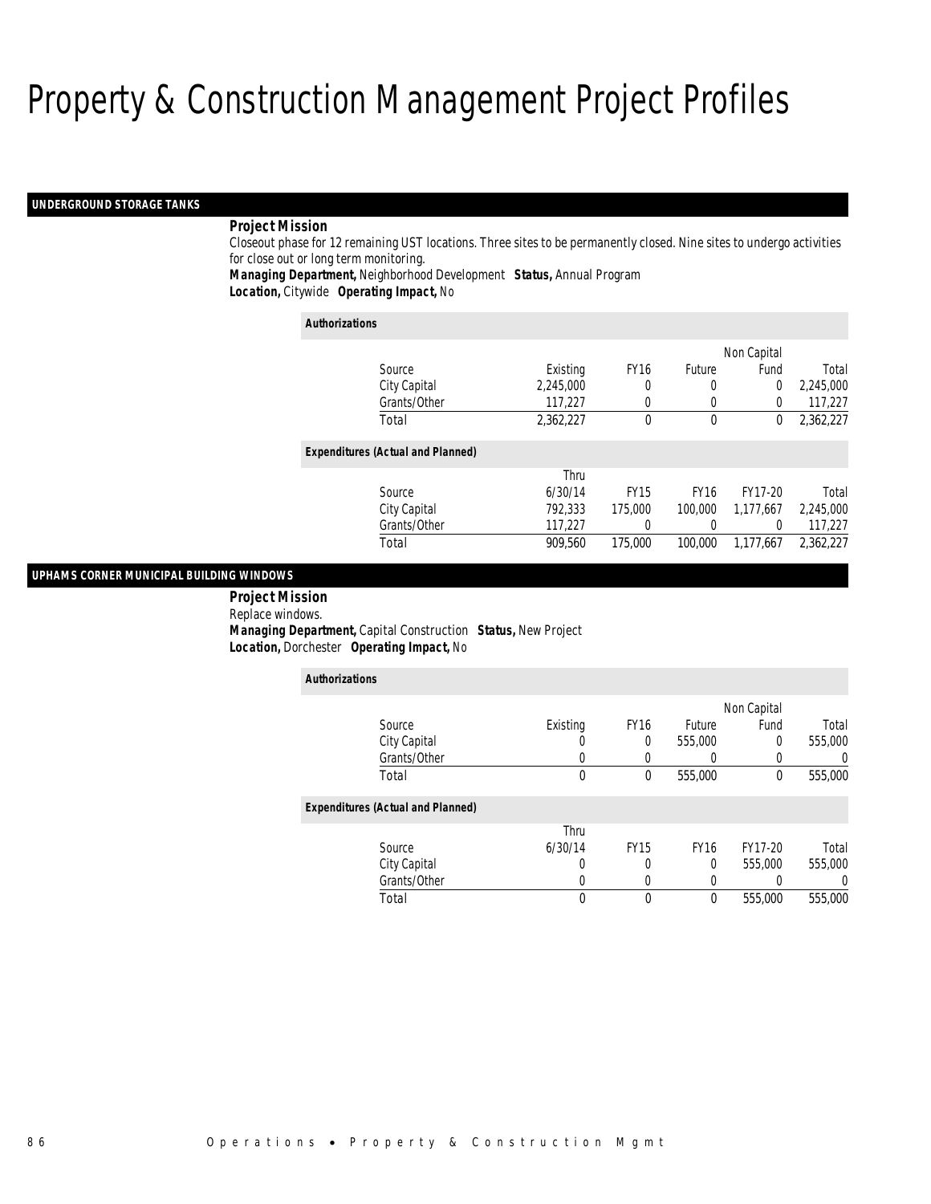# Property & Construction Management Project Profiles

## UNDERGROUND STORAGE TANKS

**Project Mission**

Closeout phase for 12 remaining UST locations. Three sites to be permanently closed. Nine sites to undergo activities for close out or long term monitoring.

***Managing Department,*** Neighborhood Development ***Status,*** Annual Program

***Location,*** Citywide ***Operating Impact,*** No

***Authorizations***

| Source | Existing | FY16 | Future | Non Capital Fund | Total |
|---|---|---|---|---|---|
| City Capital | 2,245,000 | 0 | 0 | 0 | 2,245,000 |
| Grants/Other | 117,227 | 0 | 0 | 0 | 117,227 |
| Total | 2,362,227 | 0 | 0 | 0 | 2,362,227 |

***Expenditures (Actual and Planned)***

| Source | Thru 6/30/14 | FY15 | FY16 | FY17-20 | Total |
|---|---|---|---|---|---|
| City Capital | 792,333 | 175,000 | 100,000 | 1,177,667 | 2,245,000 |
| Grants/Other | 117,227 | 0 | 0 | 0 | 117,227 |
| Total | 909,560 | 175,000 | 100,000 | 1,177,667 | 2,362,227 |

## UPHAMS CORNER MUNICIPAL BUILDING WINDOWS

**Project Mission**

Replace windows.

***Managing Department,*** Capital Construction ***Status,*** New Project

***Location,*** Dorchester ***Operating Impact,*** No

***Authorizations***

| Source | Existing | FY16 | Future | Non Capital Fund | Total |
|---|---|---|---|---|---|
| City Capital | 0 | 0 | 555,000 | 0 | 555,000 |
| Grants/Other | 0 | 0 | 0 | 0 | 0 |
| Total | 0 | 0 | 555,000 | 0 | 555,000 |

***Expenditures (Actual and Planned)***

| Source | Thru 6/30/14 | FY15 | FY16 | FY17-20 | Total |
|---|---|---|---|---|---|
| City Capital | 0 | 0 | 0 | 555,000 | 555,000 |
| Grants/Other | 0 | 0 | 0 | 0 | 0 |
| Total | 0 | 0 | 0 | 555,000 | 555,000 |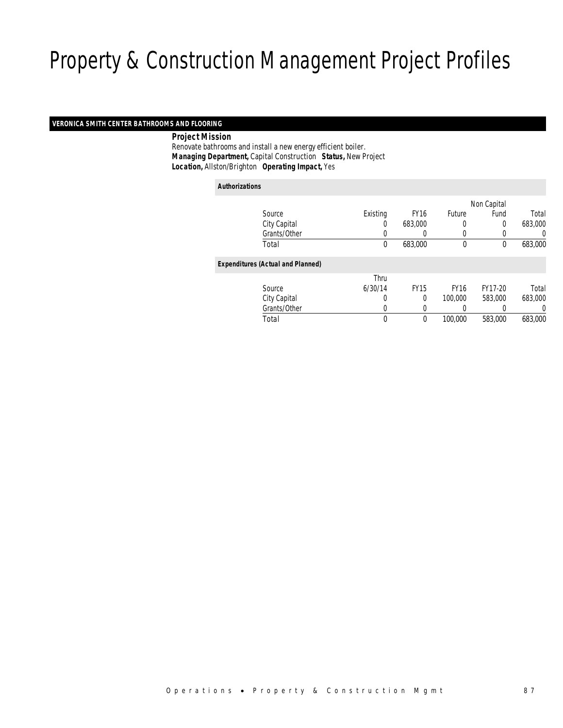# Property & Construction Management Project Profiles

## VERONICA SMITH CENTER BATHROOMS AND FLOORING

***Project Mission***

Renovate bathrooms and install a new energy efficient boiler.

***Managing Department,*** Capital Construction ***Status,*** New Project

***Location,*** Allston/Brighton ***Operating Impact,*** Yes

***Authorizations***

| Source | Existing | FY16 | Future | Non Capital Fund | Total |
|---|---|---|---|---|---|
| City Capital | 0 | 683,000 | 0 | 0 | 683,000 |
| Grants/Other | 0 | 0 | 0 | 0 | 0 |
| Total | 0 | 683,000 | 0 | 0 | 683,000 |

***Expenditures (Actual and Planned)***

| Source | Thru 6/30/14 | FY15 | FY16 | FY17-20 | Total |
|---|---|---|---|---|---|
| City Capital | 0 | 0 | 100,000 | 583,000 | 683,000 |
| Grants/Other | 0 | 0 | 0 | 0 | 0 |
| Total | 0 | 0 | 100,000 | 583,000 | 683,000 |